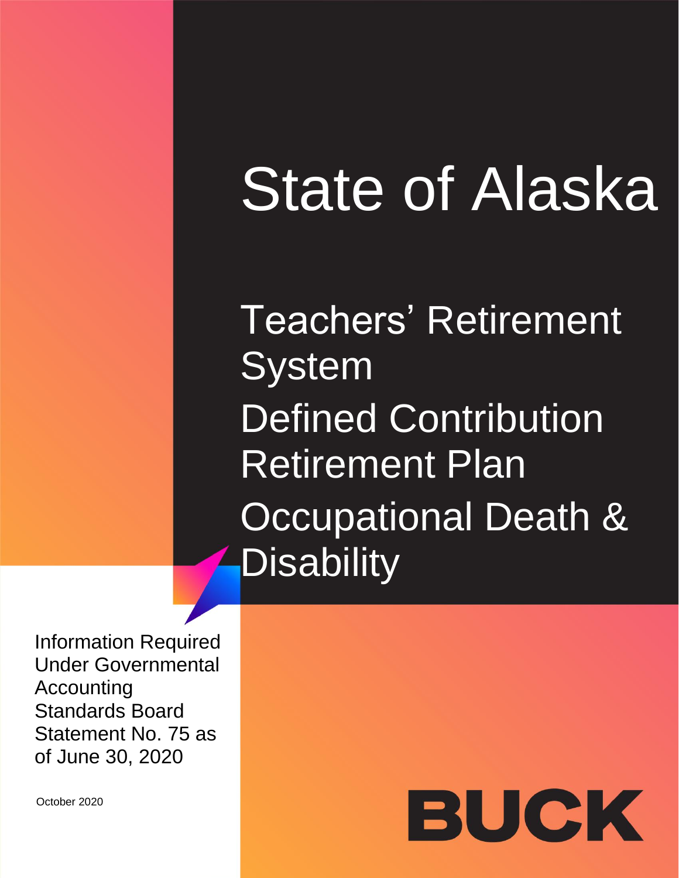# State of Alaska

## Teachers' Retirement System

## Defined Contribution Retirement Plan

## Occupational Death & Disability

Information Required Under Governmental Accounting Standards Board Statement No. 75 as of June 30, 2020

October 2020

BUCK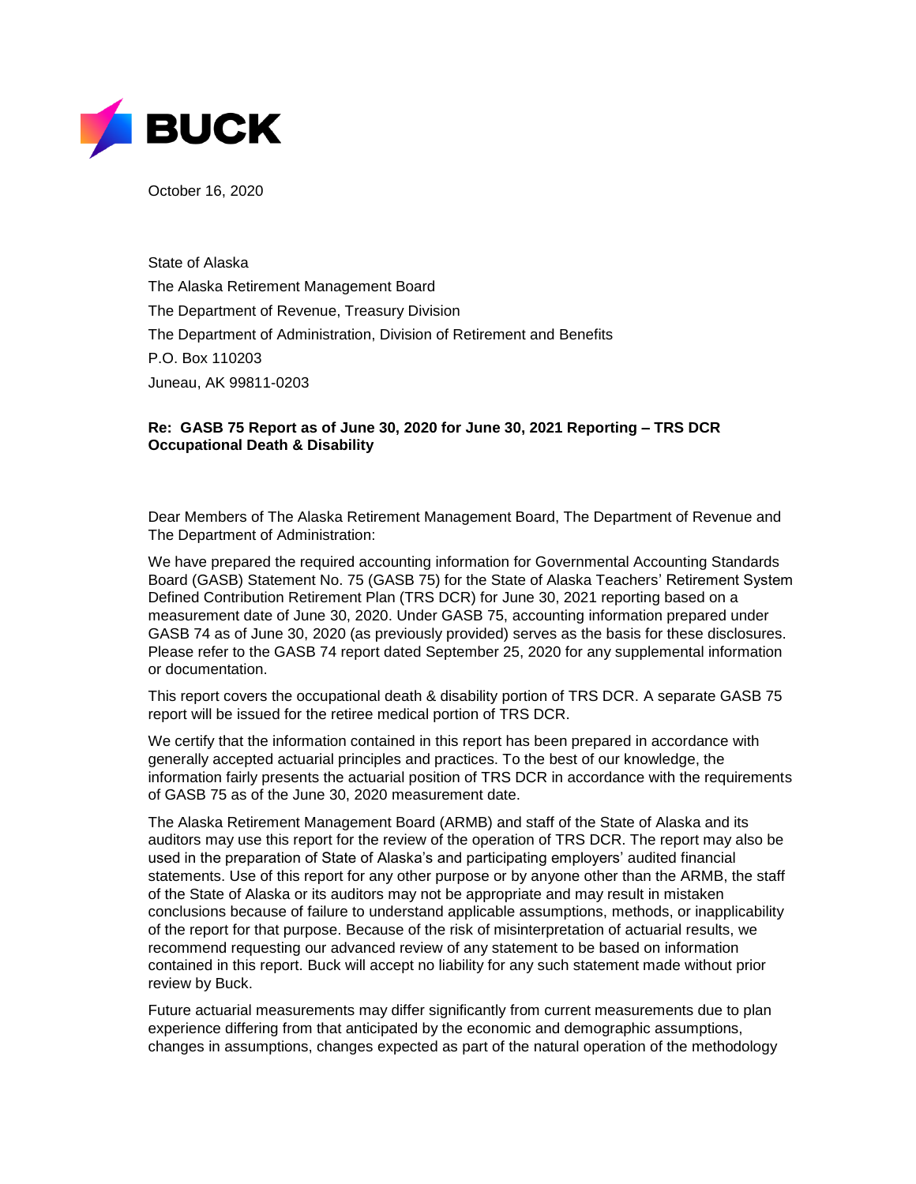BUCK

October 16, 2020

State of Alaska
The Alaska Retirement Management Board
The Department of Revenue, Treasury Division
The Department of Administration, Division of Retirement and Benefits
P.O. Box 110203
Juneau, AK 99811-0203

**Re: GASB 75 Report as of June 30, 2020 for June 30, 2021 Reporting – TRS DCR Occupational Death & Disability**

Dear Members of The Alaska Retirement Management Board, The Department of Revenue and The Department of Administration:

We have prepared the required accounting information for Governmental Accounting Standards Board (GASB) Statement No. 75 (GASB 75) for the State of Alaska Teachers' Retirement System Defined Contribution Retirement Plan (TRS DCR) for June 30, 2021 reporting based on a measurement date of June 30, 2020. Under GASB 75, accounting information prepared under GASB 74 as of June 30, 2020 (as previously provided) serves as the basis for these disclosures. Please refer to the GASB 74 report dated September 25, 2020 for any supplemental information or documentation.

This report covers the occupational death & disability portion of TRS DCR. A separate GASB 75 report will be issued for the retiree medical portion of TRS DCR.

We certify that the information contained in this report has been prepared in accordance with generally accepted actuarial principles and practices. To the best of our knowledge, the information fairly presents the actuarial position of TRS DCR in accordance with the requirements of GASB 75 as of the June 30, 2020 measurement date.

The Alaska Retirement Management Board (ARMB) and staff of the State of Alaska and its auditors may use this report for the review of the operation of TRS DCR. The report may also be used in the preparation of State of Alaska's and participating employers' audited financial statements. Use of this report for any other purpose or by anyone other than the ARMB, the staff of the State of Alaska or its auditors may not be appropriate and may result in mistaken conclusions because of failure to understand applicable assumptions, methods, or inapplicability of the report for that purpose. Because of the risk of misinterpretation of actuarial results, we recommend requesting our advanced review of any statement to be based on information contained in this report. Buck will accept no liability for any such statement made without prior review by Buck.

Future actuarial measurements may differ significantly from current measurements due to plan experience differing from that anticipated by the economic and demographic assumptions, changes in assumptions, changes expected as part of the natural operation of the methodology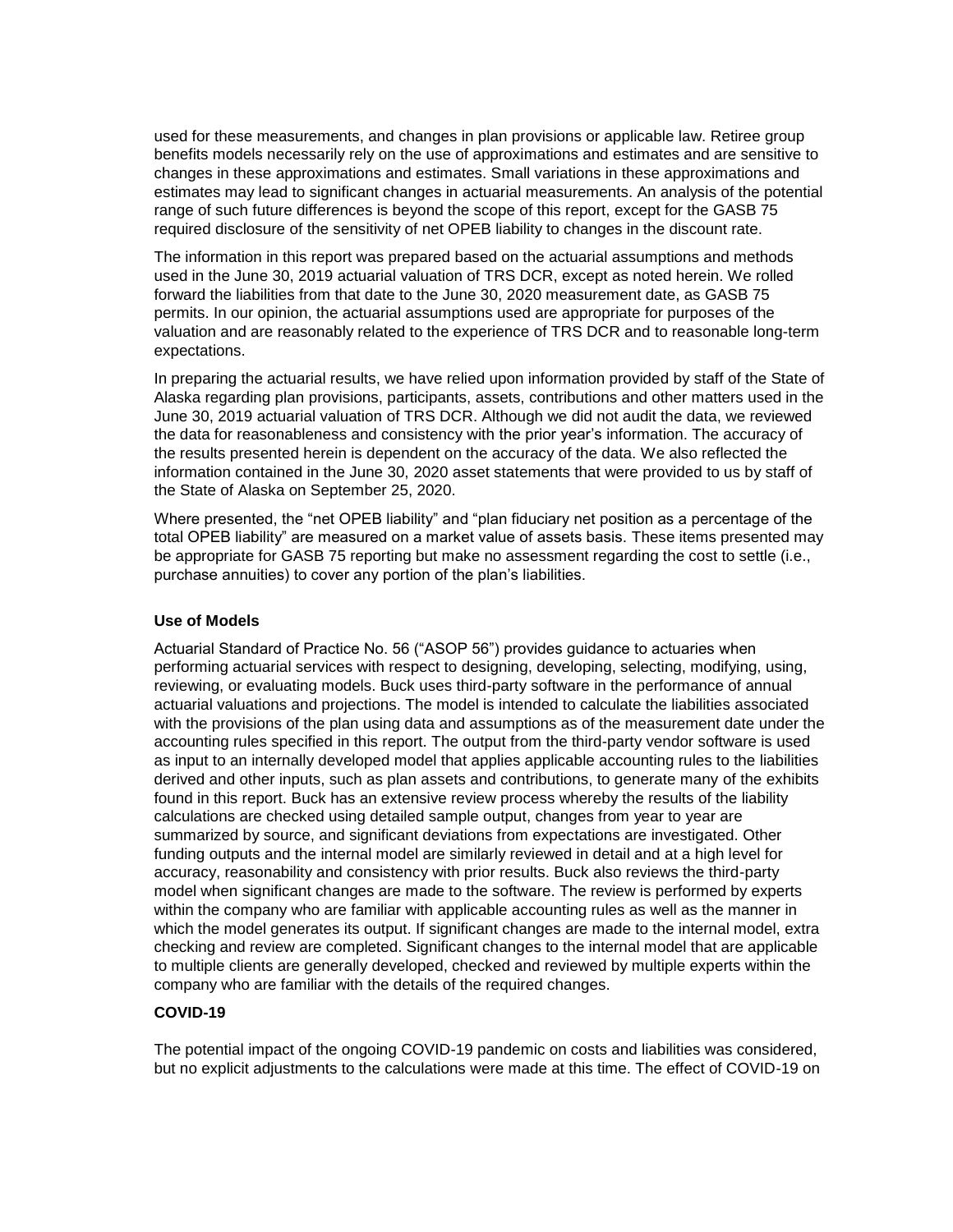used for these measurements, and changes in plan provisions or applicable law. Retiree group benefits models necessarily rely on the use of approximations and estimates and are sensitive to changes in these approximations and estimates. Small variations in these approximations and estimates may lead to significant changes in actuarial measurements. An analysis of the potential range of such future differences is beyond the scope of this report, except for the GASB 75 required disclosure of the sensitivity of net OPEB liability to changes in the discount rate.

The information in this report was prepared based on the actuarial assumptions and methods used in the June 30, 2019 actuarial valuation of TRS DCR, except as noted herein. We rolled forward the liabilities from that date to the June 30, 2020 measurement date, as GASB 75 permits. In our opinion, the actuarial assumptions used are appropriate for purposes of the valuation and are reasonably related to the experience of TRS DCR and to reasonable long-term expectations.

In preparing the actuarial results, we have relied upon information provided by staff of the State of Alaska regarding plan provisions, participants, assets, contributions and other matters used in the June 30, 2019 actuarial valuation of TRS DCR. Although we did not audit the data, we reviewed the data for reasonableness and consistency with the prior year's information. The accuracy of the results presented herein is dependent on the accuracy of the data. We also reflected the information contained in the June 30, 2020 asset statements that were provided to us by staff of the State of Alaska on September 25, 2020.

Where presented, the "net OPEB liability" and "plan fiduciary net position as a percentage of the total OPEB liability" are measured on a market value of assets basis. These items presented may be appropriate for GASB 75 reporting but make no assessment regarding the cost to settle (i.e., purchase annuities) to cover any portion of the plan's liabilities.

**Use of Models**

Actuarial Standard of Practice No. 56 ("ASOP 56") provides guidance to actuaries when performing actuarial services with respect to designing, developing, selecting, modifying, using, reviewing, or evaluating models. Buck uses third-party software in the performance of annual actuarial valuations and projections. The model is intended to calculate the liabilities associated with the provisions of the plan using data and assumptions as of the measurement date under the accounting rules specified in this report. The output from the third-party vendor software is used as input to an internally developed model that applies applicable accounting rules to the liabilities derived and other inputs, such as plan assets and contributions, to generate many of the exhibits found in this report. Buck has an extensive review process whereby the results of the liability calculations are checked using detailed sample output, changes from year to year are summarized by source, and significant deviations from expectations are investigated. Other funding outputs and the internal model are similarly reviewed in detail and at a high level for accuracy, reasonability and consistency with prior results. Buck also reviews the third-party model when significant changes are made to the software. The review is performed by experts within the company who are familiar with applicable accounting rules as well as the manner in which the model generates its output. If significant changes are made to the internal model, extra checking and review are completed. Significant changes to the internal model that are applicable to multiple clients are generally developed, checked and reviewed by multiple experts within the company who are familiar with the details of the required changes.

**COVID-19**

The potential impact of the ongoing COVID-19 pandemic on costs and liabilities was considered, but no explicit adjustments to the calculations were made at this time. The effect of COVID-19 on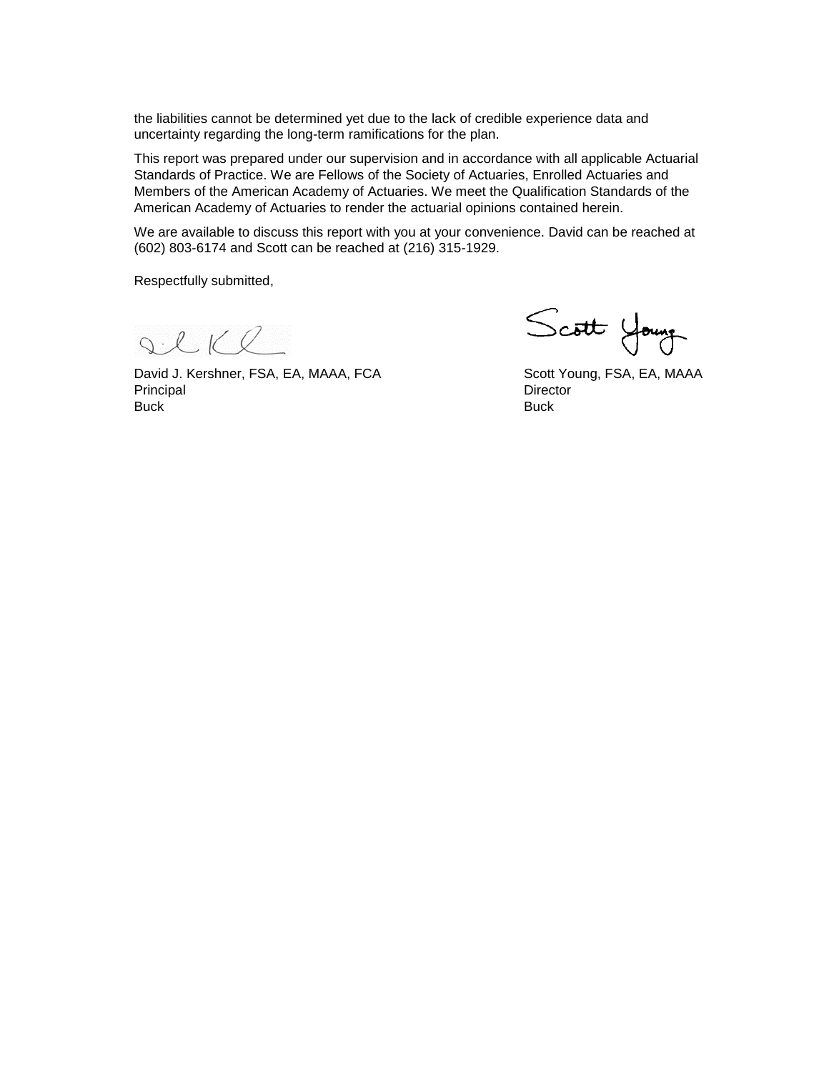the liabilities cannot be determined yet due to the lack of credible experience data and uncertainty regarding the long-term ramifications for the plan.

This report was prepared under our supervision and in accordance with all applicable Actuarial Standards of Practice. We are Fellows of the Society of Actuaries, Enrolled Actuaries and Members of the American Academy of Actuaries. We meet the Qualification Standards of the American Academy of Actuaries to render the actuarial opinions contained herein.

We are available to discuss this report with you at your convenience. David can be reached at (602) 803-6174 and Scott can be reached at (216) 315-1929.

Respectfully submitted,

David J. Kershner, FSA, EA, MAAA, FCA
Principal
Buck

Scott Young, FSA, EA, MAAA
Director
Buck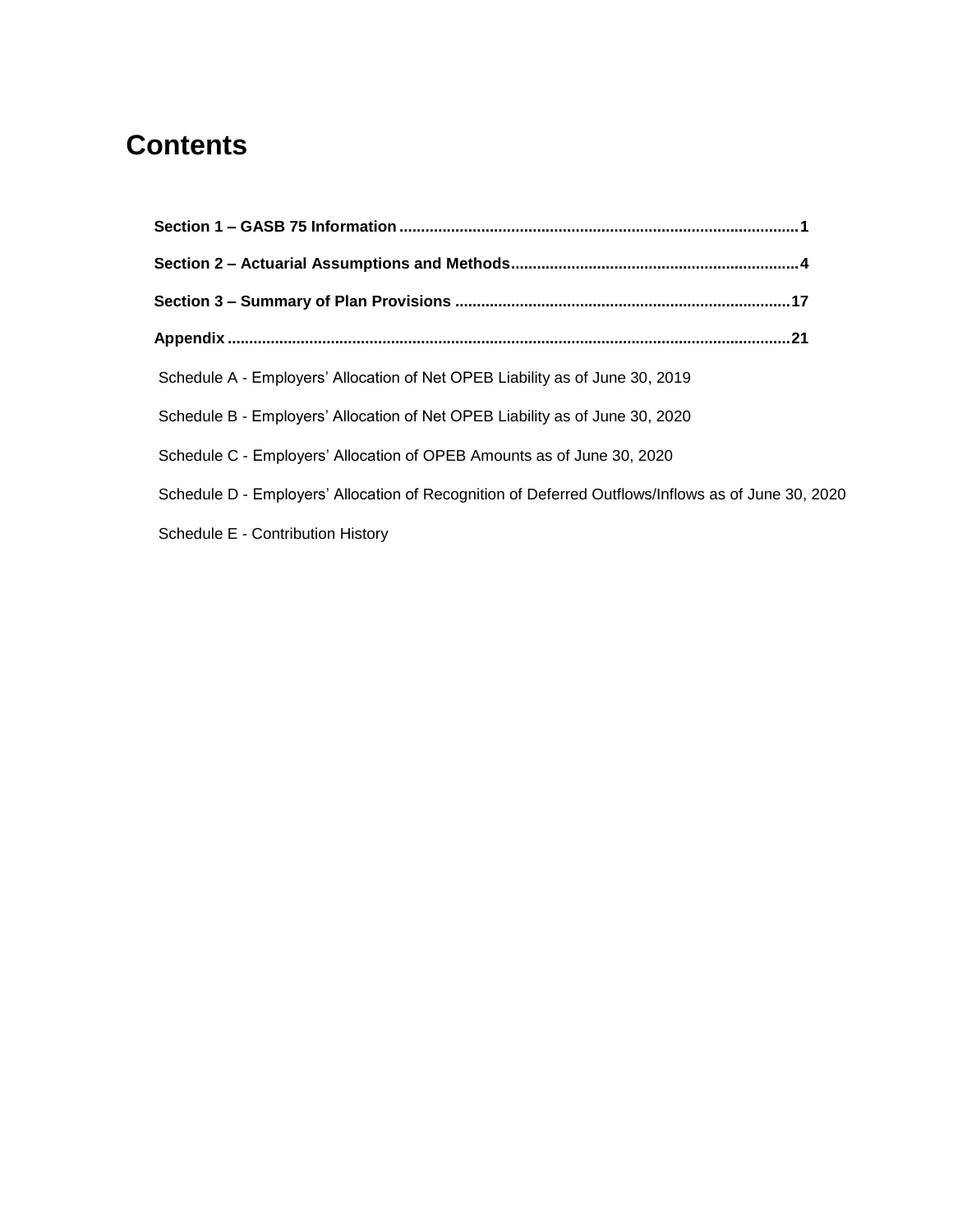# Contents

**Section 1 – GASB 75 Information** ........ **1**

**Section 2 – Actuarial Assumptions and Methods** ........ **4**

**Section 3 – Summary of Plan Provisions** ........ **17**

**Appendix** ........ **21**

Schedule A - Employers' Allocation of Net OPEB Liability as of June 30, 2019

Schedule B - Employers' Allocation of Net OPEB Liability as of June 30, 2020

Schedule C - Employers' Allocation of OPEB Amounts as of June 30, 2020

Schedule D - Employers' Allocation of Recognition of Deferred Outflows/Inflows as of June 30, 2020

Schedule E - Contribution History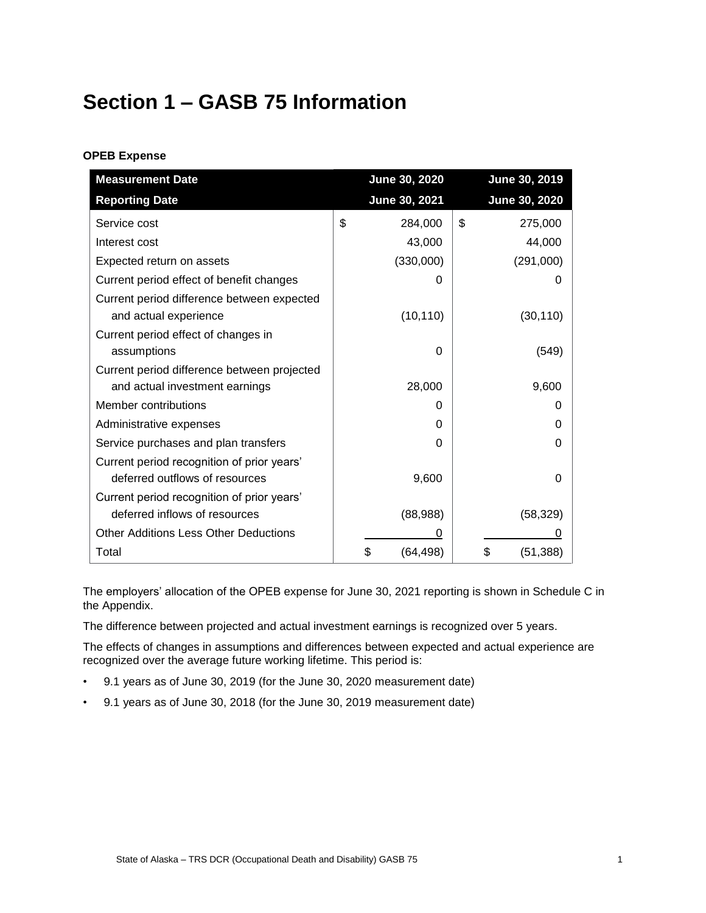# Section 1 – GASB 75 Information

**OPEB Expense**

| Measurement Date<br>Reporting Date | June 30, 2020<br>June 30, 2021 | June 30, 2019<br>June 30, 2020 |
|---|---|---|
| Service cost | $ 284,000 | $ 275,000 |
| Interest cost | 43,000 | 44,000 |
| Expected return on assets | (330,000) | (291,000) |
| Current period effect of benefit changes | 0 | 0 |
| Current period difference between expected and actual experience | (10,110) | (30,110) |
| Current period effect of changes in assumptions | 0 | (549) |
| Current period difference between projected and actual investment earnings | 28,000 | 9,600 |
| Member contributions | 0 | 0 |
| Administrative expenses | 0 | 0 |
| Service purchases and plan transfers | 0 | 0 |
| Current period recognition of prior years' deferred outflows of resources | 9,600 | 0 |
| Current period recognition of prior years' deferred inflows of resources | (88,988) | (58,329) |
| Other Additions Less Other Deductions | 0 | 0 |
| Total | $ (64,498) | $ (51,388) |

The employers' allocation of the OPEB expense for June 30, 2021 reporting is shown in Schedule C in the Appendix.

The difference between projected and actual investment earnings is recognized over 5 years.

The effects of changes in assumptions and differences between expected and actual experience are recognized over the average future working lifetime. This period is:

- 9.1 years as of June 30, 2019 (for the June 30, 2020 measurement date)
- 9.1 years as of June 30, 2018 (for the June 30, 2019 measurement date)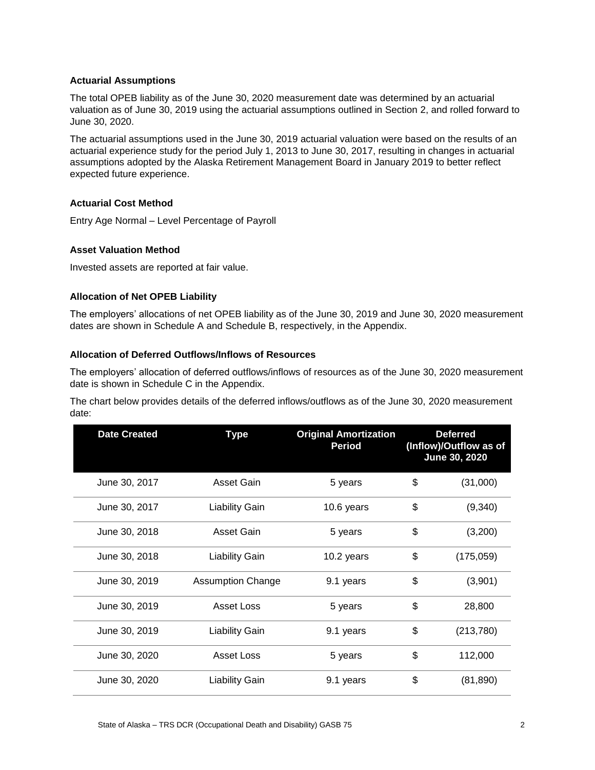### Actuarial Assumptions

The total OPEB liability as of the June 30, 2020 measurement date was determined by an actuarial valuation as of June 30, 2019 using the actuarial assumptions outlined in Section 2, and rolled forward to June 30, 2020.

The actuarial assumptions used in the June 30, 2019 actuarial valuation were based on the results of an actuarial experience study for the period July 1, 2013 to June 30, 2017, resulting in changes in actuarial assumptions adopted by the Alaska Retirement Management Board in January 2019 to better reflect expected future experience.

### Actuarial Cost Method

Entry Age Normal – Level Percentage of Payroll

### Asset Valuation Method

Invested assets are reported at fair value.

### Allocation of Net OPEB Liability

The employers' allocations of net OPEB liability as of the June 30, 2019 and June 30, 2020 measurement dates are shown in Schedule A and Schedule B, respectively, in the Appendix.

### Allocation of Deferred Outflows/Inflows of Resources

The employers' allocation of deferred outflows/inflows of resources as of the June 30, 2020 measurement date is shown in Schedule C in the Appendix.

The chart below provides details of the deferred inflows/outflows as of the June 30, 2020 measurement date:

| Date Created | Type | Original Amortization Period | Deferred (Inflow)/Outflow as of June 30, 2020 |
|---|---|---|---|
| June 30, 2017 | Asset Gain | 5 years | $ (31,000) |
| June 30, 2017 | Liability Gain | 10.6 years | $ (9,340) |
| June 30, 2018 | Asset Gain | 5 years | $ (3,200) |
| June 30, 2018 | Liability Gain | 10.2 years | $ (175,059) |
| June 30, 2019 | Assumption Change | 9.1 years | $ (3,901) |
| June 30, 2019 | Asset Loss | 5 years | $ 28,800 |
| June 30, 2019 | Liability Gain | 9.1 years | $ (213,780) |
| June 30, 2020 | Asset Loss | 5 years | $ 112,000 |
| June 30, 2020 | Liability Gain | 9.1 years | $ (81,890) |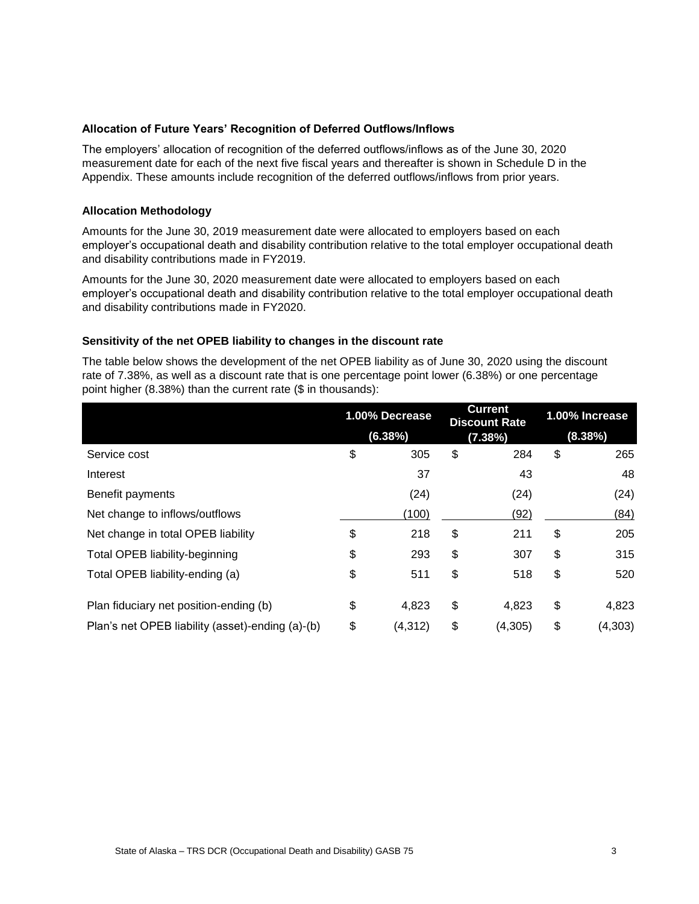### Allocation of Future Years' Recognition of Deferred Outflows/Inflows

The employers' allocation of recognition of the deferred outflows/inflows as of the June 30, 2020 measurement date for each of the next five fiscal years and thereafter is shown in Schedule D in the Appendix. These amounts include recognition of the deferred outflows/inflows from prior years.

### Allocation Methodology

Amounts for the June 30, 2019 measurement date were allocated to employers based on each employer's occupational death and disability contribution relative to the total employer occupational death and disability contributions made in FY2019.

Amounts for the June 30, 2020 measurement date were allocated to employers based on each employer's occupational death and disability contribution relative to the total employer occupational death and disability contributions made in FY2020.

### Sensitivity of the net OPEB liability to changes in the discount rate

The table below shows the development of the net OPEB liability as of June 30, 2020 using the discount rate of 7.38%, as well as a discount rate that is one percentage point lower (6.38%) or one percentage point higher (8.38%) than the current rate ($ in thousands):

| | 1.00% Decrease (6.38%) | Current Discount Rate (7.38%) | 1.00% Increase (8.38%) |
|---|---|---|---|
| Service cost | $ 305 | $ 284 | $ 265 |
| Interest | 37 | 43 | 48 |
| Benefit payments | (24) | (24) | (24) |
| Net change to inflows/outflows | (100) | (92) | (84) |
| Net change in total OPEB liability | $ 218 | $ 211 | $ 205 |
| Total OPEB liability-beginning | $ 293 | $ 307 | $ 315 |
| Total OPEB liability-ending (a) | $ 511 | $ 518 | $ 520 |
| Plan fiduciary net position-ending (b) | $ 4,823 | $ 4,823 | $ 4,823 |
| Plan's net OPEB liability (asset)-ending (a)-(b) | $ (4,312) | $ (4,305) | $ (4,303) |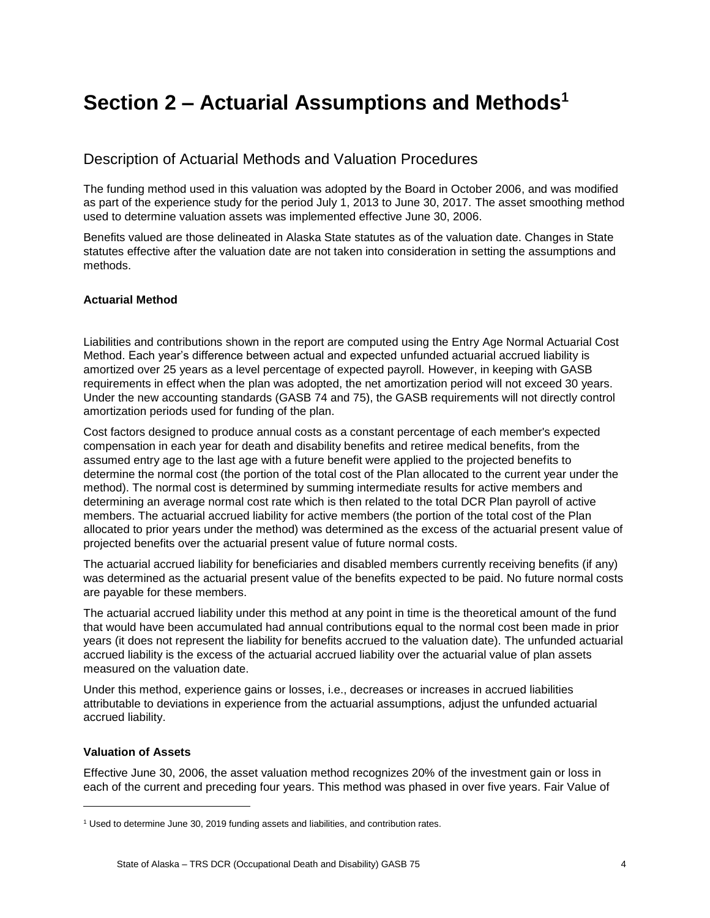# Section 2 – Actuarial Assumptions and Methods[1]

## Description of Actuarial Methods and Valuation Procedures

The funding method used in this valuation was adopted by the Board in October 2006, and was modified as part of the experience study for the period July 1, 2013 to June 30, 2017. The asset smoothing method used to determine valuation assets was implemented effective June 30, 2006.

Benefits valued are those delineated in Alaska State statutes as of the valuation date. Changes in State statutes effective after the valuation date are not taken into consideration in setting the assumptions and methods.

### Actuarial Method

Liabilities and contributions shown in the report are computed using the Entry Age Normal Actuarial Cost Method. Each year's difference between actual and expected unfunded actuarial accrued liability is amortized over 25 years as a level percentage of expected payroll. However, in keeping with GASB requirements in effect when the plan was adopted, the net amortization period will not exceed 30 years. Under the new accounting standards (GASB 74 and 75), the GASB requirements will not directly control amortization periods used for funding of the plan.

Cost factors designed to produce annual costs as a constant percentage of each member's expected compensation in each year for death and disability benefits and retiree medical benefits, from the assumed entry age to the last age with a future benefit were applied to the projected benefits to determine the normal cost (the portion of the total cost of the Plan allocated to the current year under the method). The normal cost is determined by summing intermediate results for active members and determining an average normal cost rate which is then related to the total DCR Plan payroll of active members. The actuarial accrued liability for active members (the portion of the total cost of the Plan allocated to prior years under the method) was determined as the excess of the actuarial present value of projected benefits over the actuarial present value of future normal costs.

The actuarial accrued liability for beneficiaries and disabled members currently receiving benefits (if any) was determined as the actuarial present value of the benefits expected to be paid. No future normal costs are payable for these members.

The actuarial accrued liability under this method at any point in time is the theoretical amount of the fund that would have been accumulated had annual contributions equal to the normal cost been made in prior years (it does not represent the liability for benefits accrued to the valuation date). The unfunded actuarial accrued liability is the excess of the actuarial accrued liability over the actuarial value of plan assets measured on the valuation date.

Under this method, experience gains or losses, i.e., decreases or increases in accrued liabilities attributable to deviations in experience from the actuarial assumptions, adjust the unfunded actuarial accrued liability.

### Valuation of Assets

Effective June 30, 2006, the asset valuation method recognizes 20% of the investment gain or loss in each of the current and preceding four years. This method was phased in over five years. Fair Value of

[1] Used to determine June 30, 2019 funding assets and liabilities, and contribution rates.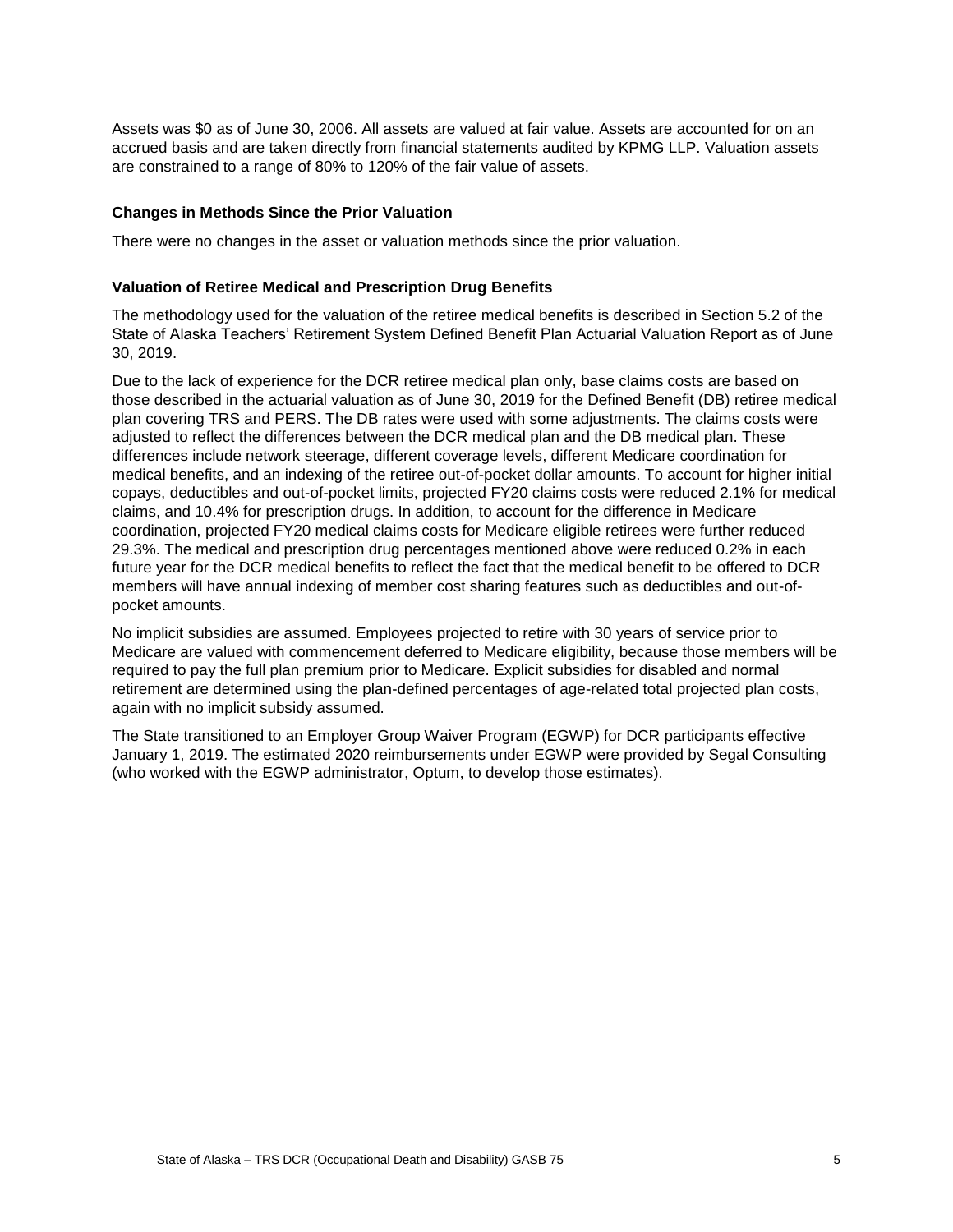Assets was $0 as of June 30, 2006. All assets are valued at fair value. Assets are accounted for on an accrued basis and are taken directly from financial statements audited by KPMG LLP. Valuation assets are constrained to a range of 80% to 120% of the fair value of assets.

### Changes in Methods Since the Prior Valuation

There were no changes in the asset or valuation methods since the prior valuation.

### Valuation of Retiree Medical and Prescription Drug Benefits

The methodology used for the valuation of the retiree medical benefits is described in Section 5.2 of the State of Alaska Teachers' Retirement System Defined Benefit Plan Actuarial Valuation Report as of June 30, 2019.

Due to the lack of experience for the DCR retiree medical plan only, base claims costs are based on those described in the actuarial valuation as of June 30, 2019 for the Defined Benefit (DB) retiree medical plan covering TRS and PERS. The DB rates were used with some adjustments. The claims costs were adjusted to reflect the differences between the DCR medical plan and the DB medical plan. These differences include network steerage, different coverage levels, different Medicare coordination for medical benefits, and an indexing of the retiree out-of-pocket dollar amounts. To account for higher initial copays, deductibles and out-of-pocket limits, projected FY20 claims costs were reduced 2.1% for medical claims, and 10.4% for prescription drugs. In addition, to account for the difference in Medicare coordination, projected FY20 medical claims costs for Medicare eligible retirees were further reduced 29.3%. The medical and prescription drug percentages mentioned above were reduced 0.2% in each future year for the DCR medical benefits to reflect the fact that the medical benefit to be offered to DCR members will have annual indexing of member cost sharing features such as deductibles and out-of-pocket amounts.

No implicit subsidies are assumed. Employees projected to retire with 30 years of service prior to Medicare are valued with commencement deferred to Medicare eligibility, because those members will be required to pay the full plan premium prior to Medicare. Explicit subsidies for disabled and normal retirement are determined using the plan-defined percentages of age-related total projected plan costs, again with no implicit subsidy assumed.

The State transitioned to an Employer Group Waiver Program (EGWP) for DCR participants effective January 1, 2019. The estimated 2020 reimbursements under EGWP were provided by Segal Consulting (who worked with the EGWP administrator, Optum, to develop those estimates).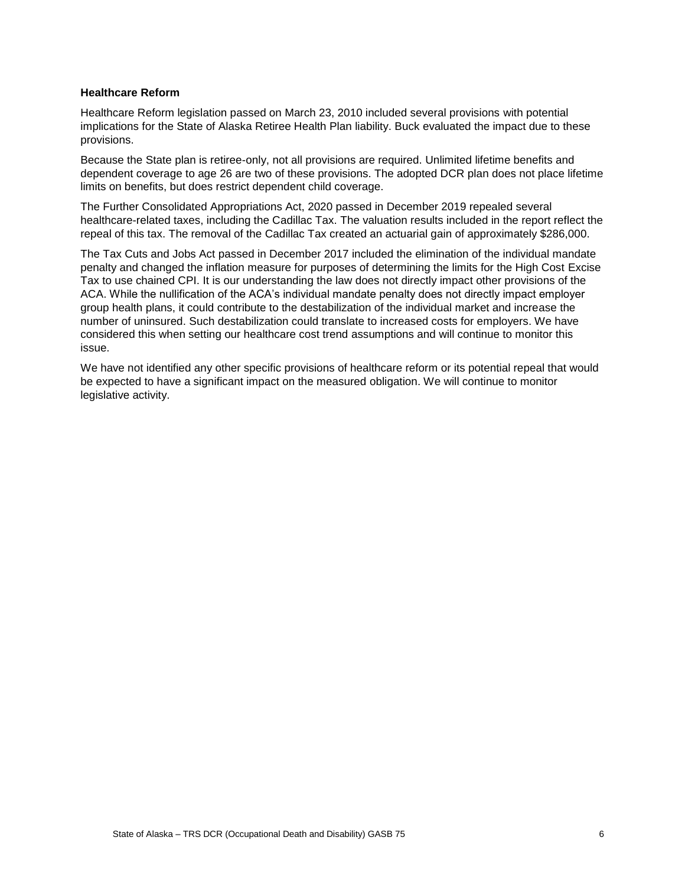**Healthcare Reform**

Healthcare Reform legislation passed on March 23, 2010 included several provisions with potential implications for the State of Alaska Retiree Health Plan liability. Buck evaluated the impact due to these provisions.

Because the State plan is retiree-only, not all provisions are required. Unlimited lifetime benefits and dependent coverage to age 26 are two of these provisions. The adopted DCR plan does not place lifetime limits on benefits, but does restrict dependent child coverage.

The Further Consolidated Appropriations Act, 2020 passed in December 2019 repealed several healthcare-related taxes, including the Cadillac Tax. The valuation results included in the report reflect the repeal of this tax. The removal of the Cadillac Tax created an actuarial gain of approximately $286,000.

The Tax Cuts and Jobs Act passed in December 2017 included the elimination of the individual mandate penalty and changed the inflation measure for purposes of determining the limits for the High Cost Excise Tax to use chained CPI. It is our understanding the law does not directly impact other provisions of the ACA. While the nullification of the ACA's individual mandate penalty does not directly impact employer group health plans, it could contribute to the destabilization of the individual market and increase the number of uninsured. Such destabilization could translate to increased costs for employers. We have considered this when setting our healthcare cost trend assumptions and will continue to monitor this issue.

We have not identified any other specific provisions of healthcare reform or its potential repeal that would be expected to have a significant impact on the measured obligation. We will continue to monitor legislative activity.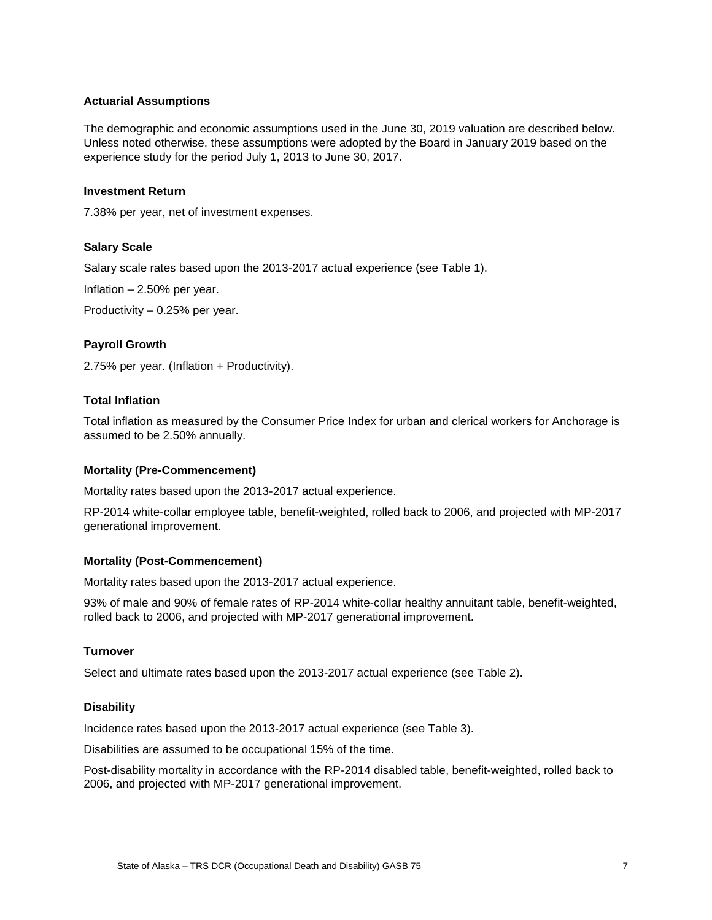## Actuarial Assumptions

The demographic and economic assumptions used in the June 30, 2019 valuation are described below. Unless noted otherwise, these assumptions were adopted by the Board in January 2019 based on the experience study for the period July 1, 2013 to June 30, 2017.

### Investment Return

7.38% per year, net of investment expenses.

### Salary Scale

Salary scale rates based upon the 2013-2017 actual experience (see Table 1).

Inflation – 2.50% per year.

Productivity – 0.25% per year.

### Payroll Growth

2.75% per year. (Inflation + Productivity).

### Total Inflation

Total inflation as measured by the Consumer Price Index for urban and clerical workers for Anchorage is assumed to be 2.50% annually.

### Mortality (Pre-Commencement)

Mortality rates based upon the 2013-2017 actual experience.

RP-2014 white-collar employee table, benefit-weighted, rolled back to 2006, and projected with MP-2017 generational improvement.

### Mortality (Post-Commencement)

Mortality rates based upon the 2013-2017 actual experience.

93% of male and 90% of female rates of RP-2014 white-collar healthy annuitant table, benefit-weighted, rolled back to 2006, and projected with MP-2017 generational improvement.

### Turnover

Select and ultimate rates based upon the 2013-2017 actual experience (see Table 2).

### Disability

Incidence rates based upon the 2013-2017 actual experience (see Table 3).

Disabilities are assumed to be occupational 15% of the time.

Post-disability mortality in accordance with the RP-2014 disabled table, benefit-weighted, rolled back to 2006, and projected with MP-2017 generational improvement.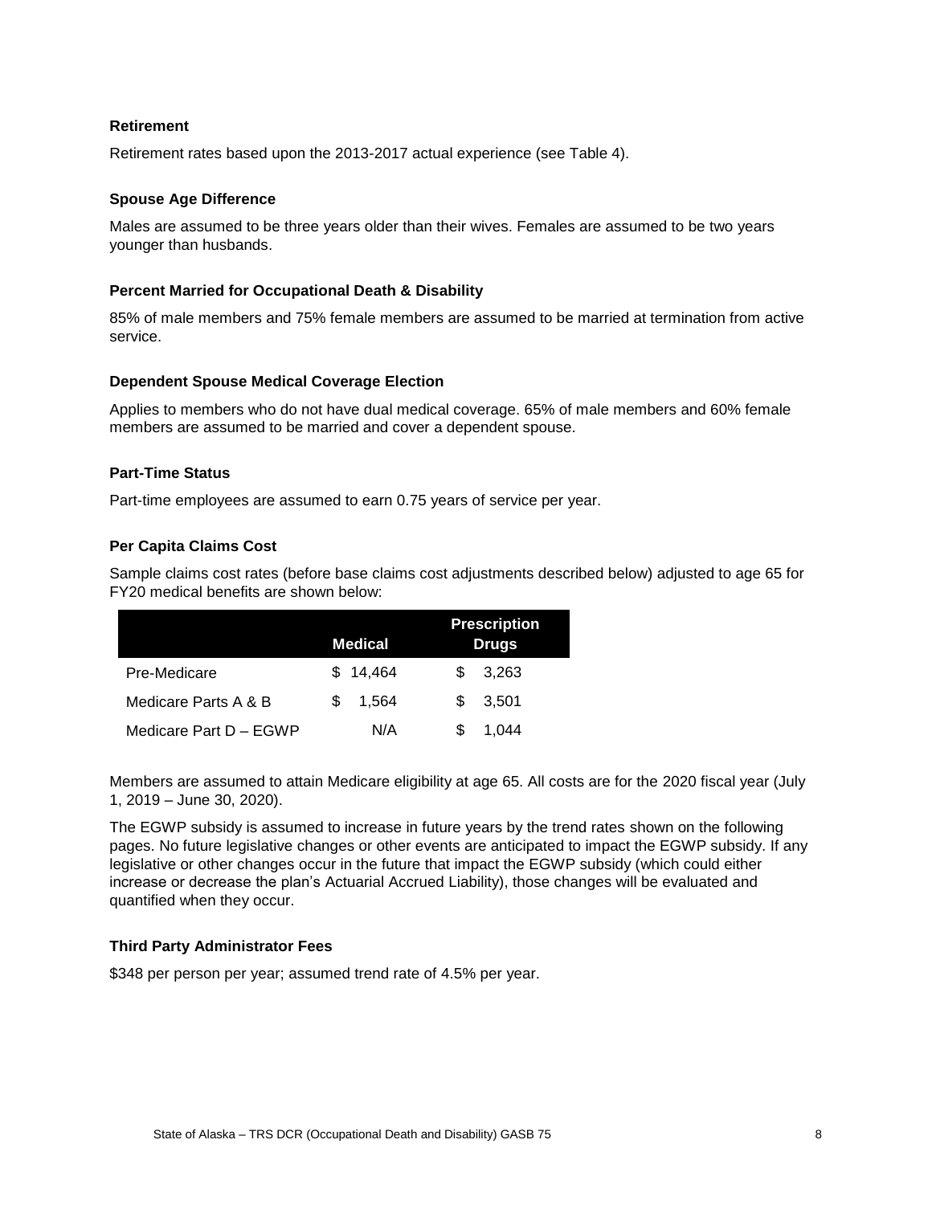### Retirement

Retirement rates based upon the 2013-2017 actual experience (see Table 4).

### Spouse Age Difference

Males are assumed to be three years older than their wives. Females are assumed to be two years younger than husbands.

### Percent Married for Occupational Death & Disability

85% of male members and 75% female members are assumed to be married at termination from active service.

### Dependent Spouse Medical Coverage Election

Applies to members who do not have dual medical coverage. 65% of male members and 60% female members are assumed to be married and cover a dependent spouse.

### Part-Time Status

Part-time employees are assumed to earn 0.75 years of service per year.

### Per Capita Claims Cost

Sample claims cost rates (before base claims cost adjustments described below) adjusted to age 65 for FY20 medical benefits are shown below:

| | Medical | Prescription Drugs |
|---|---|---|
| Pre-Medicare | $ 14,464 | $ 3,263 |
| Medicare Parts A & B | $ 1,564 | $ 3,501 |
| Medicare Part D – EGWP | N/A | $ 1,044 |

Members are assumed to attain Medicare eligibility at age 65. All costs are for the 2020 fiscal year (July 1, 2019 – June 30, 2020).

The EGWP subsidy is assumed to increase in future years by the trend rates shown on the following pages. No future legislative changes or other events are anticipated to impact the EGWP subsidy. If any legislative or other changes occur in the future that impact the EGWP subsidy (which could either increase or decrease the plan's Actuarial Accrued Liability), those changes will be evaluated and quantified when they occur.

### Third Party Administrator Fees

$348 per person per year; assumed trend rate of 4.5% per year.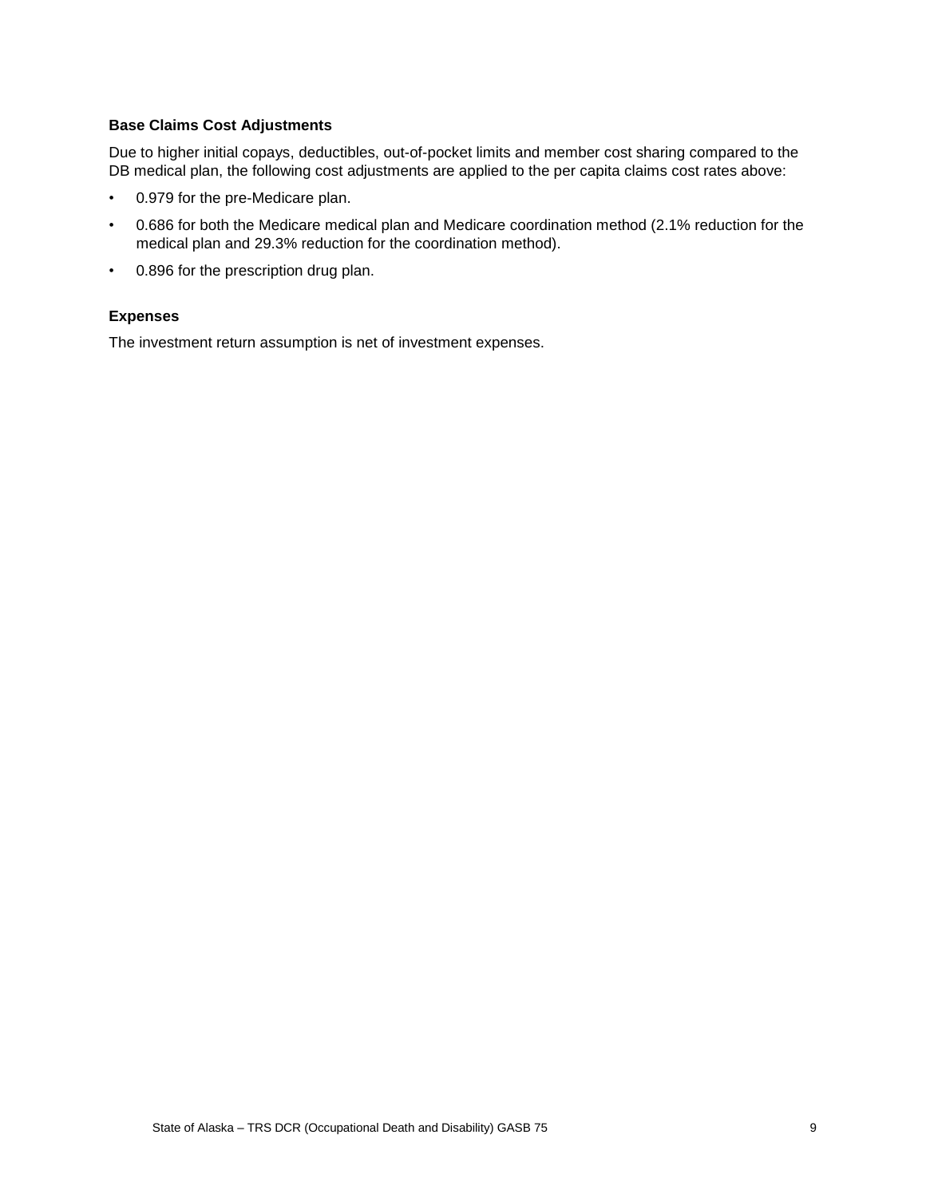### Base Claims Cost Adjustments

Due to higher initial copays, deductibles, out-of-pocket limits and member cost sharing compared to the DB medical plan, the following cost adjustments are applied to the per capita claims cost rates above:

- 0.979 for the pre-Medicare plan.
- 0.686 for both the Medicare medical plan and Medicare coordination method (2.1% reduction for the medical plan and 29.3% reduction for the coordination method).
- 0.896 for the prescription drug plan.

### Expenses

The investment return assumption is net of investment expenses.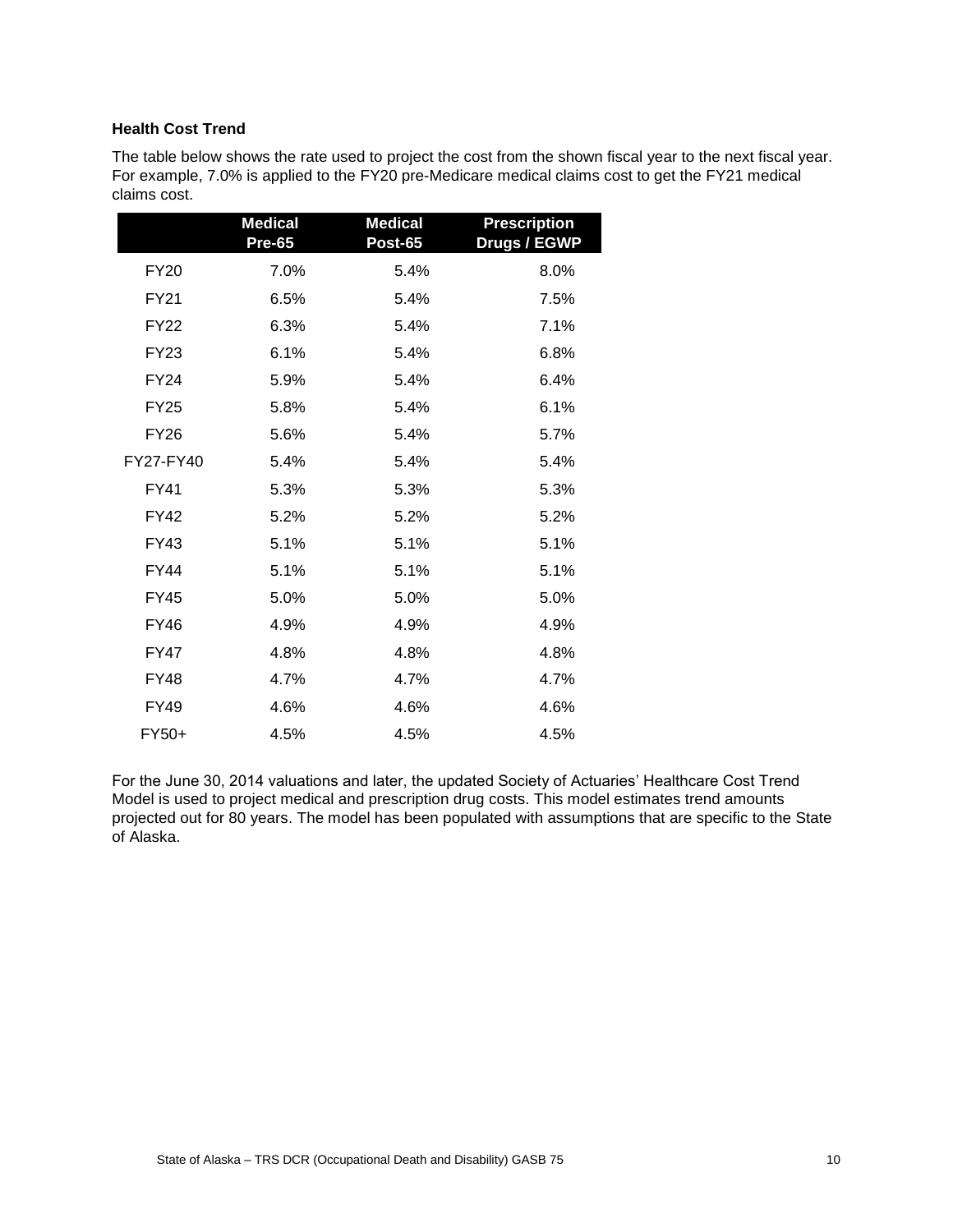### Health Cost Trend

The table below shows the rate used to project the cost from the shown fiscal year to the next fiscal year. For example, 7.0% is applied to the FY20 pre-Medicare medical claims cost to get the FY21 medical claims cost.

| | Medical Pre-65 | Medical Post-65 | Prescription Drugs / EGWP |
|---|---|---|---|
| FY20 | 7.0% | 5.4% | 8.0% |
| FY21 | 6.5% | 5.4% | 7.5% |
| FY22 | 6.3% | 5.4% | 7.1% |
| FY23 | 6.1% | 5.4% | 6.8% |
| FY24 | 5.9% | 5.4% | 6.4% |
| FY25 | 5.8% | 5.4% | 6.1% |
| FY26 | 5.6% | 5.4% | 5.7% |
| FY27-FY40 | 5.4% | 5.4% | 5.4% |
| FY41 | 5.3% | 5.3% | 5.3% |
| FY42 | 5.2% | 5.2% | 5.2% |
| FY43 | 5.1% | 5.1% | 5.1% |
| FY44 | 5.1% | 5.1% | 5.1% |
| FY45 | 5.0% | 5.0% | 5.0% |
| FY46 | 4.9% | 4.9% | 4.9% |
| FY47 | 4.8% | 4.8% | 4.8% |
| FY48 | 4.7% | 4.7% | 4.7% |
| FY49 | 4.6% | 4.6% | 4.6% |
| FY50+ | 4.5% | 4.5% | 4.5% |

For the June 30, 2014 valuations and later, the updated Society of Actuaries' Healthcare Cost Trend Model is used to project medical and prescription drug costs. This model estimates trend amounts projected out for 80 years. The model has been populated with assumptions that are specific to the State of Alaska.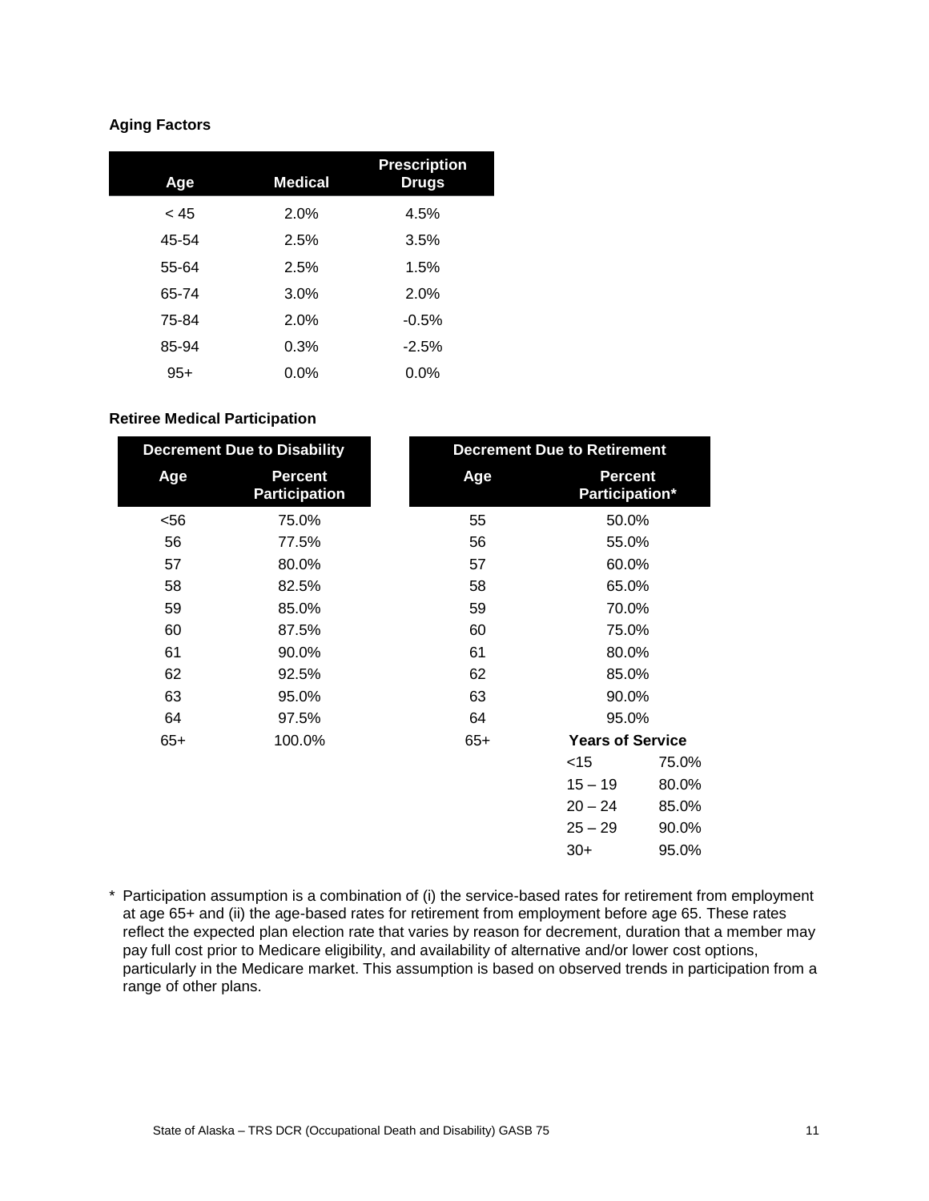**Aging Factors**

| Age | Medical | Prescription Drugs |
|---|---|---|
| < 45 | 2.0% | 4.5% |
| 45-54 | 2.5% | 3.5% |
| 55-64 | 2.5% | 1.5% |
| 65-74 | 3.0% | 2.0% |
| 75-84 | 2.0% | -0.5% |
| 85-94 | 0.3% | -2.5% |
| 95+ | 0.0% | 0.0% |

**Retiree Medical Participation**

| Decrement Due to Disability | |
|---|---|
| Age | Percent Participation |
| <56 | 75.0% |
| 56 | 77.5% |
| 57 | 80.0% |
| 58 | 82.5% |
| 59 | 85.0% |
| 60 | 87.5% |
| 61 | 90.0% |
| 62 | 92.5% |
| 63 | 95.0% |
| 64 | 97.5% |
| 65+ | 100.0% |

| Decrement Due to Retirement | | |
|---|---|---|
| Age | Percent Participation* | |
| 55 | 50.0% | |
| 56 | 55.0% | |
| 57 | 60.0% | |
| 58 | 65.0% | |
| 59 | 70.0% | |
| 60 | 75.0% | |
| 61 | 80.0% | |
| 62 | 85.0% | |
| 63 | 90.0% | |
| 64 | 95.0% | |
| 65+ | **Years of Service** | |
| | <15 | 75.0% |
| | 15 – 19 | 80.0% |
| | 20 – 24 | 85.0% |
| | 25 – 29 | 90.0% |
| | 30+ | 95.0% |

* Participation assumption is a combination of (i) the service-based rates for retirement from employment at age 65+ and (ii) the age-based rates for retirement from employment before age 65. These rates reflect the expected plan election rate that varies by reason for decrement, duration that a member may pay full cost prior to Medicare eligibility, and availability of alternative and/or lower cost options, particularly in the Medicare market. This assumption is based on observed trends in participation from a range of other plans.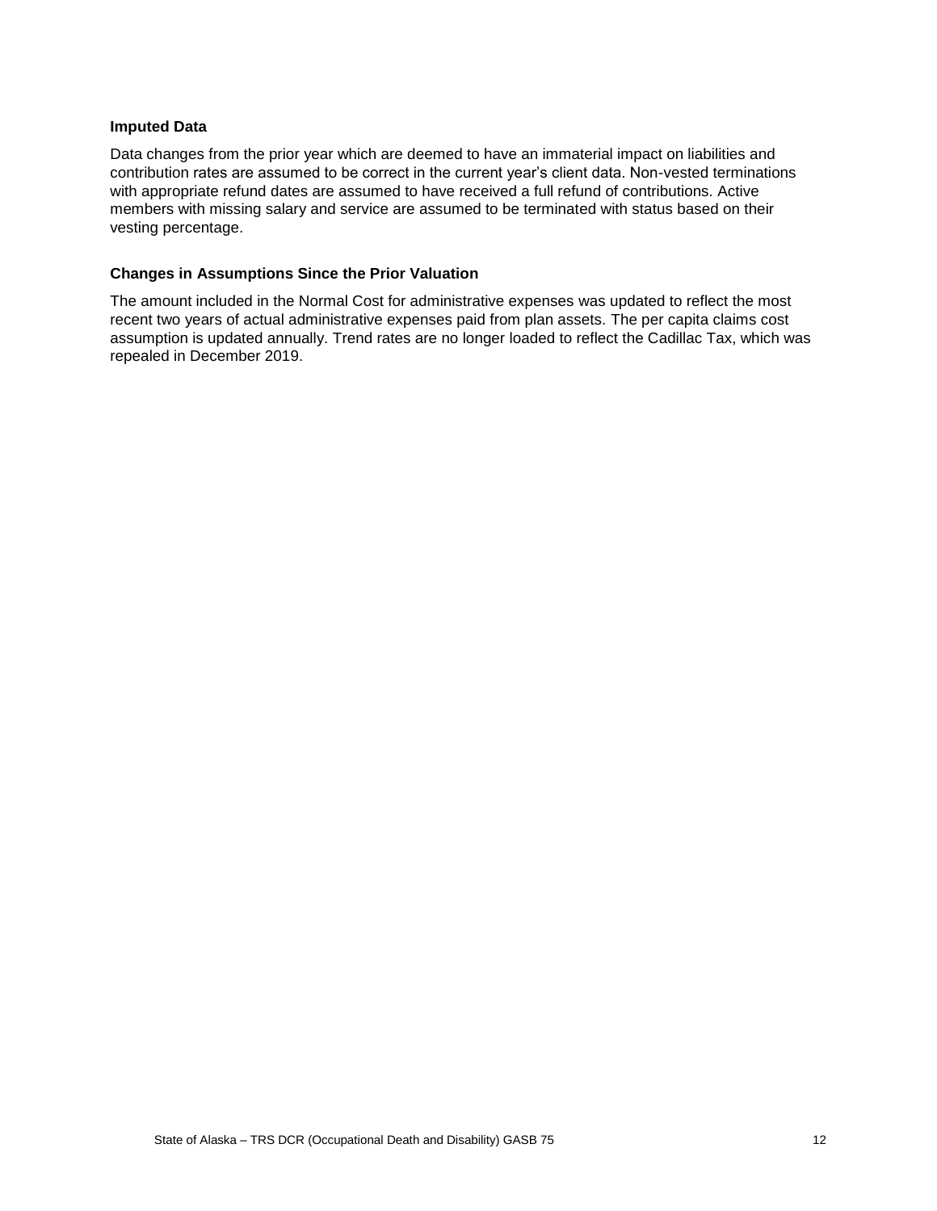### Imputed Data

Data changes from the prior year which are deemed to have an immaterial impact on liabilities and contribution rates are assumed to be correct in the current year's client data. Non-vested terminations with appropriate refund dates are assumed to have received a full refund of contributions. Active members with missing salary and service are assumed to be terminated with status based on their vesting percentage.

### Changes in Assumptions Since the Prior Valuation

The amount included in the Normal Cost for administrative expenses was updated to reflect the most recent two years of actual administrative expenses paid from plan assets. The per capita claims cost assumption is updated annually. Trend rates are no longer loaded to reflect the Cadillac Tax, which was repealed in December 2019.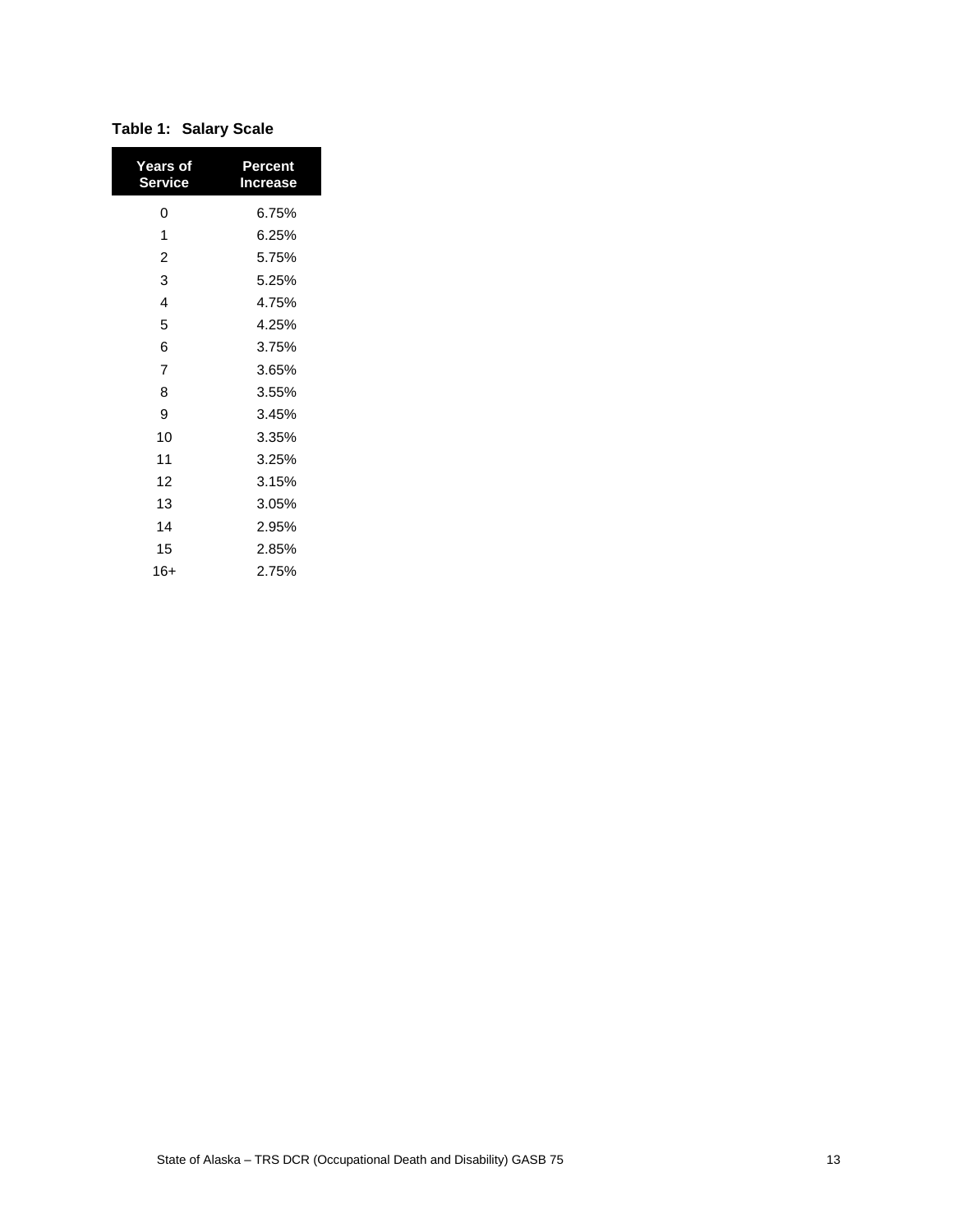**Table 1: Salary Scale**

| Years of Service | Percent Increase |
| --- | --- |
| 0 | 6.75% |
| 1 | 6.25% |
| 2 | 5.75% |
| 3 | 5.25% |
| 4 | 4.75% |
| 5 | 4.25% |
| 6 | 3.75% |
| 7 | 3.65% |
| 8 | 3.55% |
| 9 | 3.45% |
| 10 | 3.35% |
| 11 | 3.25% |
| 12 | 3.15% |
| 13 | 3.05% |
| 14 | 2.95% |
| 15 | 2.85% |
| 16+ | 2.75% |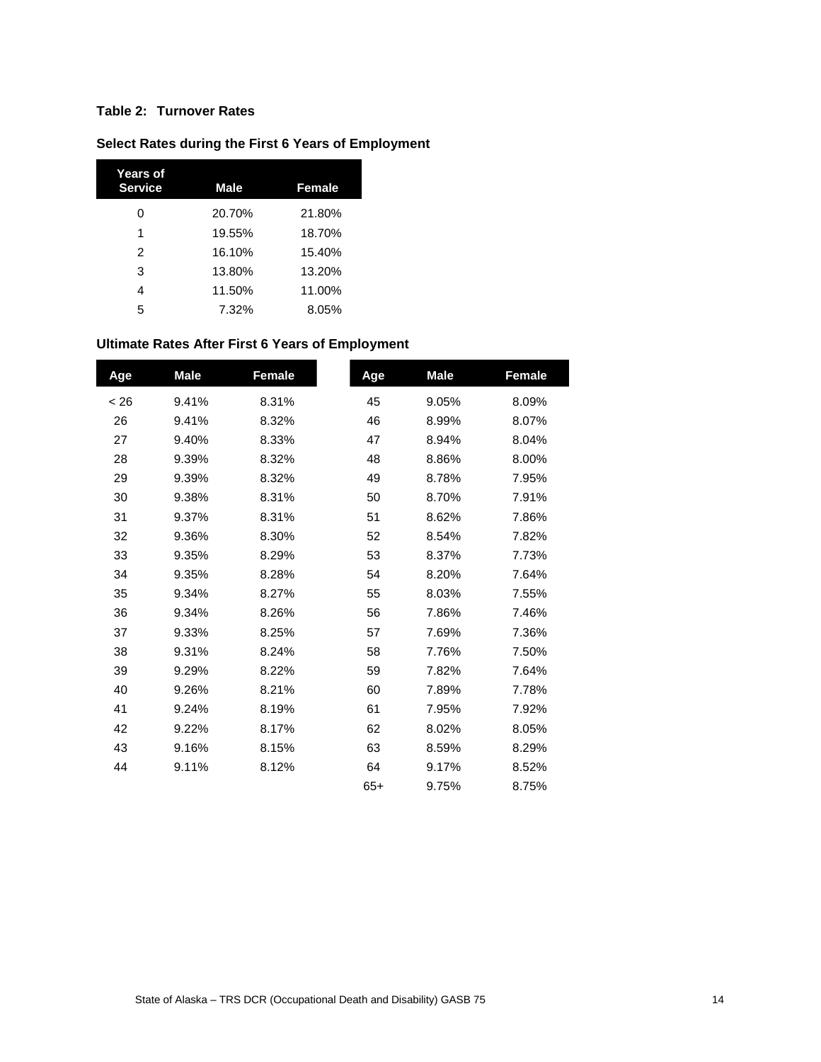**Table 2: Turnover Rates**

**Select Rates during the First 6 Years of Employment**

| Years of Service | Male | Female |
|---|---|---|
| 0 | 20.70% | 21.80% |
| 1 | 19.55% | 18.70% |
| 2 | 16.10% | 15.40% |
| 3 | 13.80% | 13.20% |
| 4 | 11.50% | 11.00% |
| 5 | 7.32% | 8.05% |

**Ultimate Rates After First 6 Years of Employment**

| Age | Male | Female | Age | Male | Female |
|---|---|---|---|---|---|
| < 26 | 9.41% | 8.31% | 45 | 9.05% | 8.09% |
| 26 | 9.41% | 8.32% | 46 | 8.99% | 8.07% |
| 27 | 9.40% | 8.33% | 47 | 8.94% | 8.04% |
| 28 | 9.39% | 8.32% | 48 | 8.86% | 8.00% |
| 29 | 9.39% | 8.32% | 49 | 8.78% | 7.95% |
| 30 | 9.38% | 8.31% | 50 | 8.70% | 7.91% |
| 31 | 9.37% | 8.31% | 51 | 8.62% | 7.86% |
| 32 | 9.36% | 8.30% | 52 | 8.54% | 7.82% |
| 33 | 9.35% | 8.29% | 53 | 8.37% | 7.73% |
| 34 | 9.35% | 8.28% | 54 | 8.20% | 7.64% |
| 35 | 9.34% | 8.27% | 55 | 8.03% | 7.55% |
| 36 | 9.34% | 8.26% | 56 | 7.86% | 7.46% |
| 37 | 9.33% | 8.25% | 57 | 7.69% | 7.36% |
| 38 | 9.31% | 8.24% | 58 | 7.76% | 7.50% |
| 39 | 9.29% | 8.22% | 59 | 7.82% | 7.64% |
| 40 | 9.26% | 8.21% | 60 | 7.89% | 7.78% |
| 41 | 9.24% | 8.19% | 61 | 7.95% | 7.92% |
| 42 | 9.22% | 8.17% | 62 | 8.02% | 8.05% |
| 43 | 9.16% | 8.15% | 63 | 8.59% | 8.29% |
| 44 | 9.11% | 8.12% | 64 | 9.17% | 8.52% |
| | | | 65+ | 9.75% | 8.75% |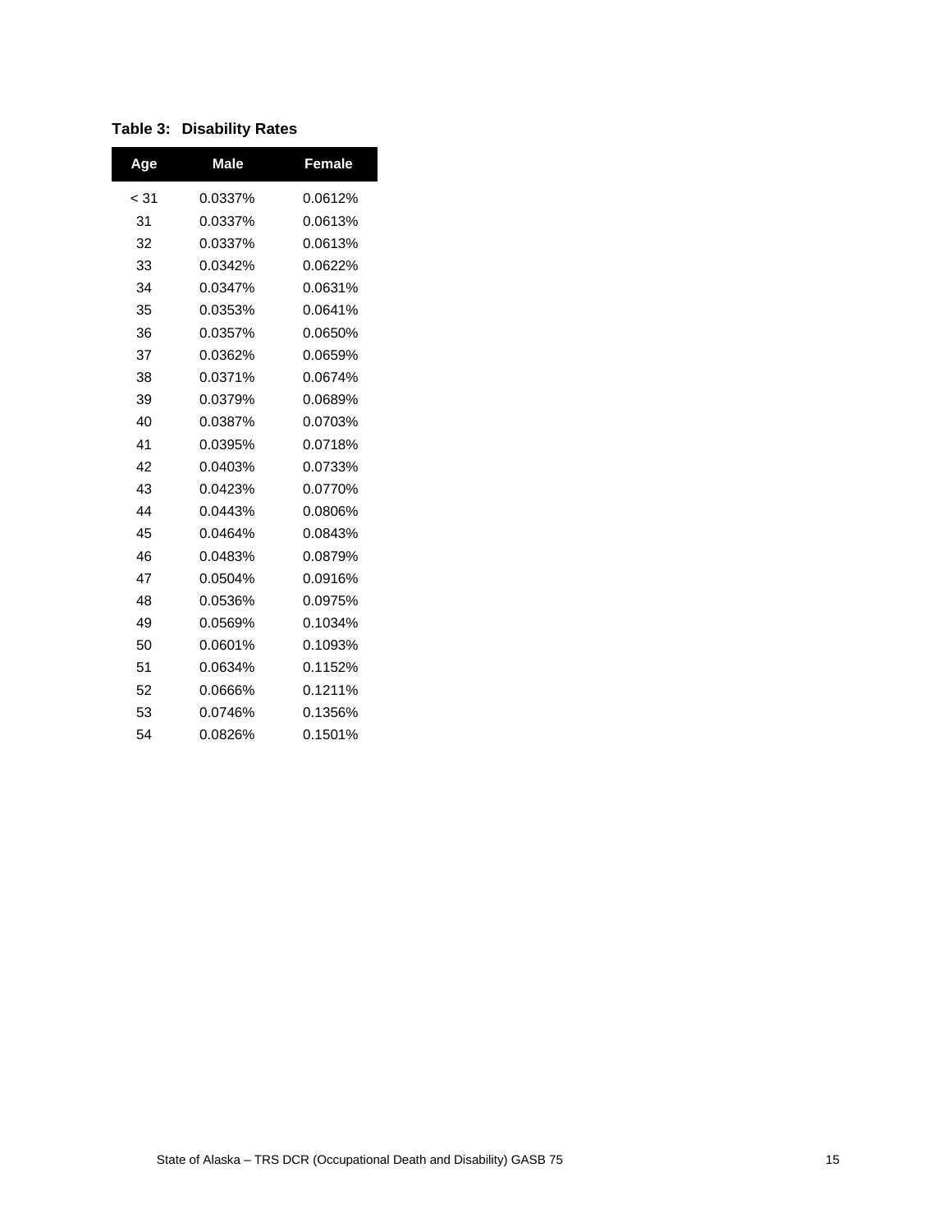**Table 3: Disability Rates**

| Age | Male | Female |
|---|---|---|
| < 31 | 0.0337% | 0.0612% |
| 31 | 0.0337% | 0.0613% |
| 32 | 0.0337% | 0.0613% |
| 33 | 0.0342% | 0.0622% |
| 34 | 0.0347% | 0.0631% |
| 35 | 0.0353% | 0.0641% |
| 36 | 0.0357% | 0.0650% |
| 37 | 0.0362% | 0.0659% |
| 38 | 0.0371% | 0.0674% |
| 39 | 0.0379% | 0.0689% |
| 40 | 0.0387% | 0.0703% |
| 41 | 0.0395% | 0.0718% |
| 42 | 0.0403% | 0.0733% |
| 43 | 0.0423% | 0.0770% |
| 44 | 0.0443% | 0.0806% |
| 45 | 0.0464% | 0.0843% |
| 46 | 0.0483% | 0.0879% |
| 47 | 0.0504% | 0.0916% |
| 48 | 0.0536% | 0.0975% |
| 49 | 0.0569% | 0.1034% |
| 50 | 0.0601% | 0.1093% |
| 51 | 0.0634% | 0.1152% |
| 52 | 0.0666% | 0.1211% |
| 53 | 0.0746% | 0.1356% |
| 54 | 0.0826% | 0.1501% |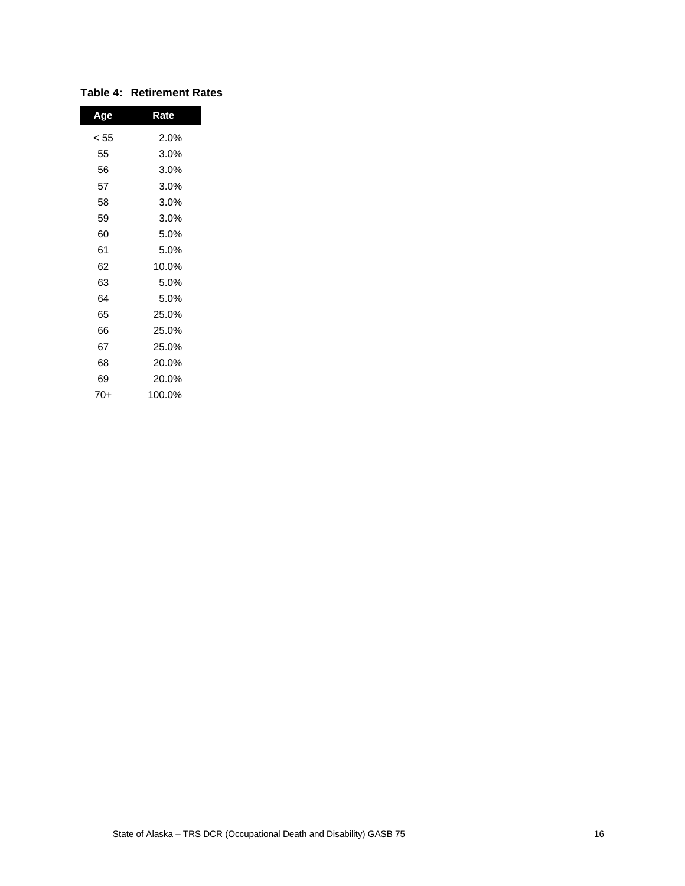**Table 4: Retirement Rates**

| Age | Rate |
|---|---|
| < 55 | 2.0% |
| 55 | 3.0% |
| 56 | 3.0% |
| 57 | 3.0% |
| 58 | 3.0% |
| 59 | 3.0% |
| 60 | 5.0% |
| 61 | 5.0% |
| 62 | 10.0% |
| 63 | 5.0% |
| 64 | 5.0% |
| 65 | 25.0% |
| 66 | 25.0% |
| 67 | 25.0% |
| 68 | 20.0% |
| 69 | 20.0% |
| 70+ | 100.0% |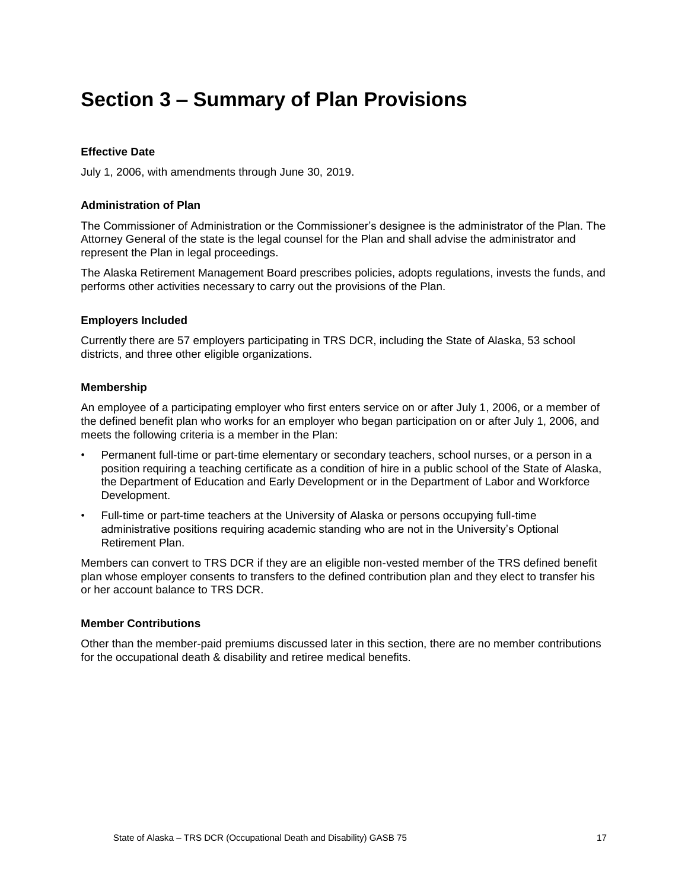# Section 3 – Summary of Plan Provisions

**Effective Date**

July 1, 2006, with amendments through June 30, 2019.

**Administration of Plan**

The Commissioner of Administration or the Commissioner's designee is the administrator of the Plan. The Attorney General of the state is the legal counsel for the Plan and shall advise the administrator and represent the Plan in legal proceedings.

The Alaska Retirement Management Board prescribes policies, adopts regulations, invests the funds, and performs other activities necessary to carry out the provisions of the Plan.

**Employers Included**

Currently there are 57 employers participating in TRS DCR, including the State of Alaska, 53 school districts, and three other eligible organizations.

**Membership**

An employee of a participating employer who first enters service on or after July 1, 2006, or a member of the defined benefit plan who works for an employer who began participation on or after July 1, 2006, and meets the following criteria is a member in the Plan:

- Permanent full-time or part-time elementary or secondary teachers, school nurses, or a person in a position requiring a teaching certificate as a condition of hire in a public school of the State of Alaska, the Department of Education and Early Development or in the Department of Labor and Workforce Development.
- Full-time or part-time teachers at the University of Alaska or persons occupying full-time administrative positions requiring academic standing who are not in the University's Optional Retirement Plan.

Members can convert to TRS DCR if they are an eligible non-vested member of the TRS defined benefit plan whose employer consents to transfers to the defined contribution plan and they elect to transfer his or her account balance to TRS DCR.

**Member Contributions**

Other than the member-paid premiums discussed later in this section, there are no member contributions for the occupational death & disability and retiree medical benefits.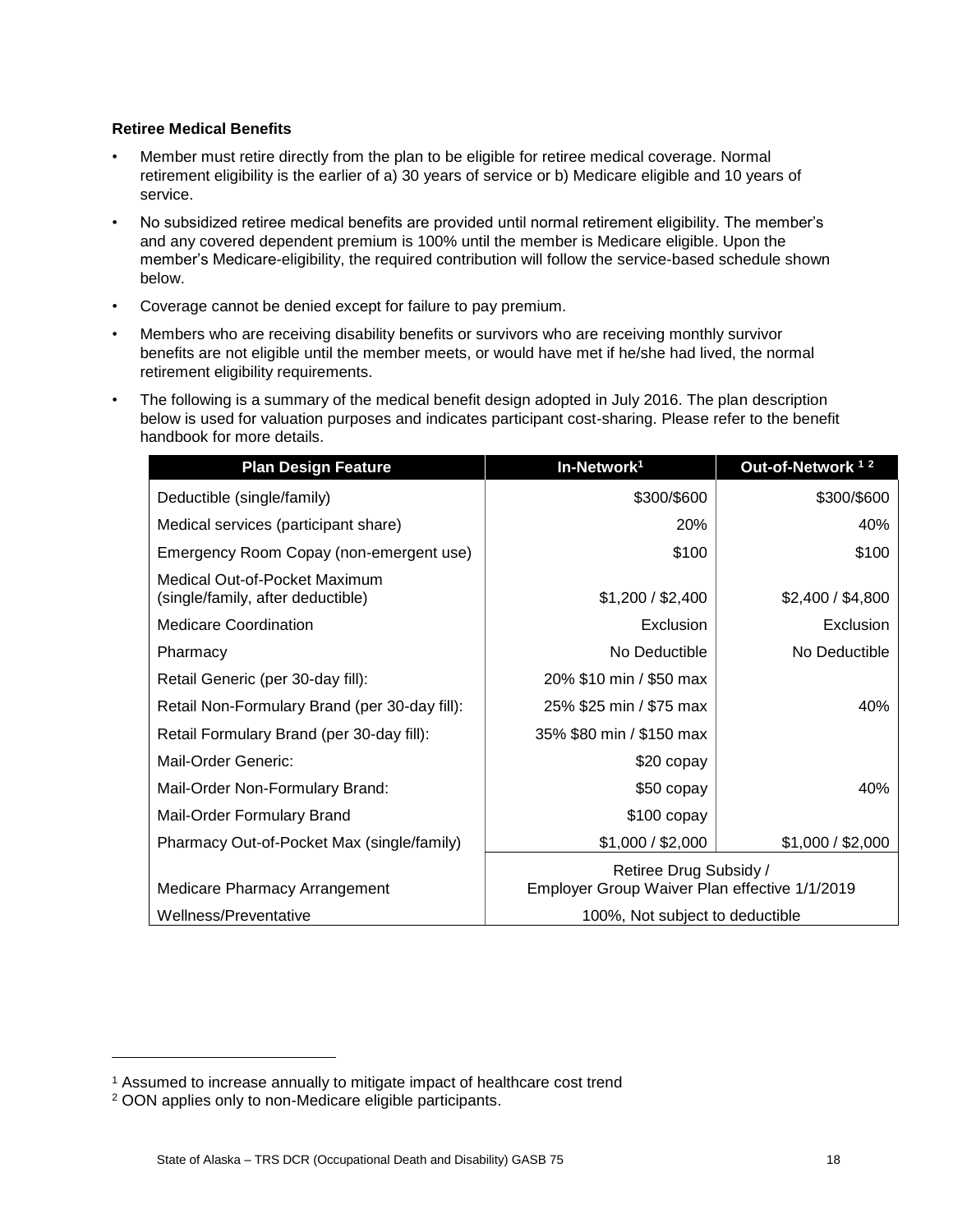**Retiree Medical Benefits**

- Member must retire directly from the plan to be eligible for retiree medical coverage. Normal retirement eligibility is the earlier of a) 30 years of service or b) Medicare eligible and 10 years of service.
- No subsidized retiree medical benefits are provided until normal retirement eligibility. The member's and any covered dependent premium is 100% until the member is Medicare eligible. Upon the member's Medicare-eligibility, the required contribution will follow the service-based schedule shown below.
- Coverage cannot be denied except for failure to pay premium.
- Members who are receiving disability benefits or survivors who are receiving monthly survivor benefits are not eligible until the member meets, or would have met if he/she had lived, the normal retirement eligibility requirements.
- The following is a summary of the medical benefit design adopted in July 2016. The plan description below is used for valuation purposes and indicates participant cost-sharing. Please refer to the benefit handbook for more details.

| Plan Design Feature | In-Network[1] | Out-of-Network [1 2] |
|---|---|---|
| Deductible (single/family) | \$300/\$600 | \$300/\$600 |
| Medical services (participant share) | 20% | 40% |
| Emergency Room Copay (non-emergent use) | \$100 | \$100 |
| Medical Out-of-Pocket Maximum (single/family, after deductible) | \$1,200 / \$2,400 | \$2,400 / \$4,800 |
| Medicare Coordination | Exclusion | Exclusion |
| Pharmacy | No Deductible | No Deductible |
| Retail Generic (per 30-day fill): | 20% \$10 min / \$50 max | |
| Retail Non-Formulary Brand (per 30-day fill): | 25% \$25 min / \$75 max | 40% |
| Retail Formulary Brand (per 30-day fill): | 35% \$80 min / \$150 max | |
| Mail-Order Generic: | \$20 copay | |
| Mail-Order Non-Formulary Brand: | \$50 copay | 40% |
| Mail-Order Formulary Brand | \$100 copay | |
| Pharmacy Out-of-Pocket Max (single/family) | \$1,000 / \$2,000 | \$1,000 / \$2,000 |
| Medicare Pharmacy Arrangement | Retiree Drug Subsidy / Employer Group Waiver Plan effective 1/1/2019 | |
| Wellness/Preventative | 100%, Not subject to deductible | |

[1] Assumed to increase annually to mitigate impact of healthcare cost trend

[2] OON applies only to non-Medicare eligible participants.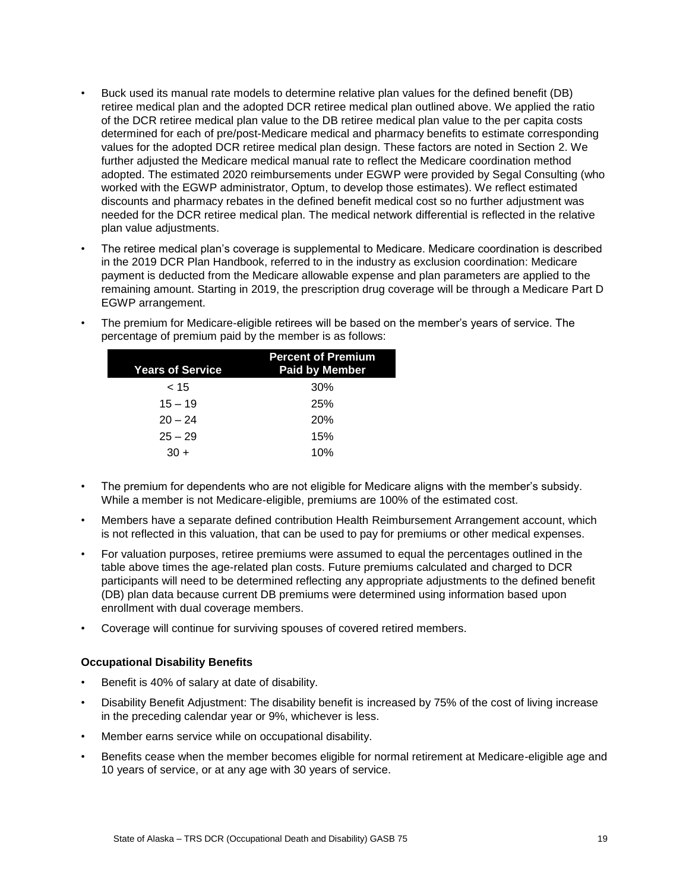- Buck used its manual rate models to determine relative plan values for the defined benefit (DB) retiree medical plan and the adopted DCR retiree medical plan outlined above. We applied the ratio of the DCR retiree medical plan value to the DB retiree medical plan value to the per capita costs determined for each of pre/post-Medicare medical and pharmacy benefits to estimate corresponding values for the adopted DCR retiree medical plan design. These factors are noted in Section 2. We further adjusted the Medicare medical manual rate to reflect the Medicare coordination method adopted. The estimated 2020 reimbursements under EGWP were provided by Segal Consulting (who worked with the EGWP administrator, Optum, to develop those estimates). We reflect estimated discounts and pharmacy rebates in the defined benefit medical cost so no further adjustment was needed for the DCR retiree medical plan. The medical network differential is reflected in the relative plan value adjustments.
- The retiree medical plan's coverage is supplemental to Medicare. Medicare coordination is described in the 2019 DCR Plan Handbook, referred to in the industry as exclusion coordination: Medicare payment is deducted from the Medicare allowable expense and plan parameters are applied to the remaining amount. Starting in 2019, the prescription drug coverage will be through a Medicare Part D EGWP arrangement.
- The premium for Medicare-eligible retirees will be based on the member's years of service. The percentage of premium paid by the member is as follows:

| Years of Service | Percent of Premium Paid by Member |
|---|---|
| < 15 | 30% |
| 15 – 19 | 25% |
| 20 – 24 | 20% |
| 25 – 29 | 15% |
| 30 + | 10% |

- The premium for dependents who are not eligible for Medicare aligns with the member's subsidy. While a member is not Medicare-eligible, premiums are 100% of the estimated cost.
- Members have a separate defined contribution Health Reimbursement Arrangement account, which is not reflected in this valuation, that can be used to pay for premiums or other medical expenses.
- For valuation purposes, retiree premiums were assumed to equal the percentages outlined in the table above times the age-related plan costs. Future premiums calculated and charged to DCR participants will need to be determined reflecting any appropriate adjustments to the defined benefit (DB) plan data because current DB premiums were determined using information based upon enrollment with dual coverage members.
- Coverage will continue for surviving spouses of covered retired members.

**Occupational Disability Benefits**

- Benefit is 40% of salary at date of disability.
- Disability Benefit Adjustment: The disability benefit is increased by 75% of the cost of living increase in the preceding calendar year or 9%, whichever is less.
- Member earns service while on occupational disability.
- Benefits cease when the member becomes eligible for normal retirement at Medicare-eligible age and 10 years of service, or at any age with 30 years of service.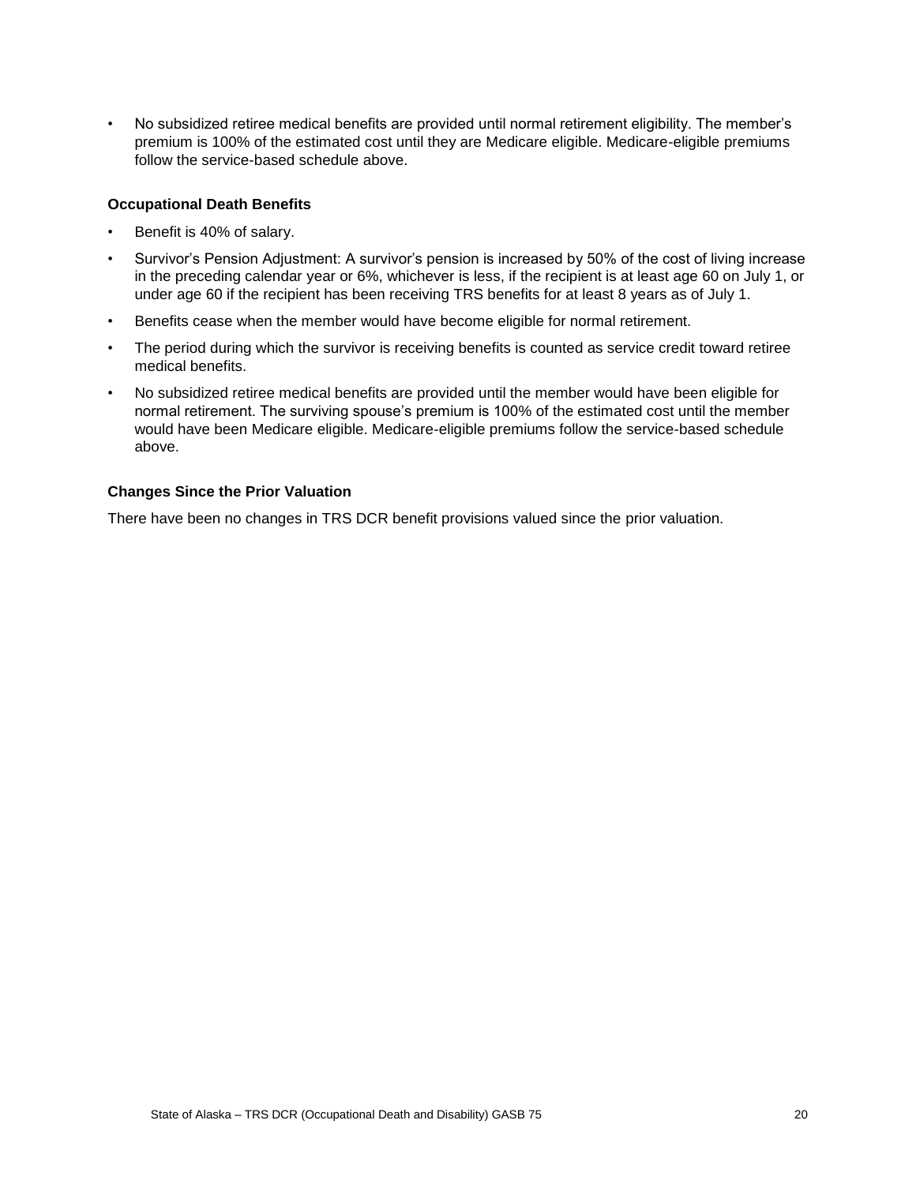- No subsidized retiree medical benefits are provided until normal retirement eligibility. The member's premium is 100% of the estimated cost until they are Medicare eligible. Medicare-eligible premiums follow the service-based schedule above.

**Occupational Death Benefits**

- Benefit is 40% of salary.
- Survivor's Pension Adjustment: A survivor's pension is increased by 50% of the cost of living increase in the preceding calendar year or 6%, whichever is less, if the recipient is at least age 60 on July 1, or under age 60 if the recipient has been receiving TRS benefits for at least 8 years as of July 1.
- Benefits cease when the member would have become eligible for normal retirement.
- The period during which the survivor is receiving benefits is counted as service credit toward retiree medical benefits.
- No subsidized retiree medical benefits are provided until the member would have been eligible for normal retirement. The surviving spouse's premium is 100% of the estimated cost until the member would have been Medicare eligible. Medicare-eligible premiums follow the service-based schedule above.

**Changes Since the Prior Valuation**

There have been no changes in TRS DCR benefit provisions valued since the prior valuation.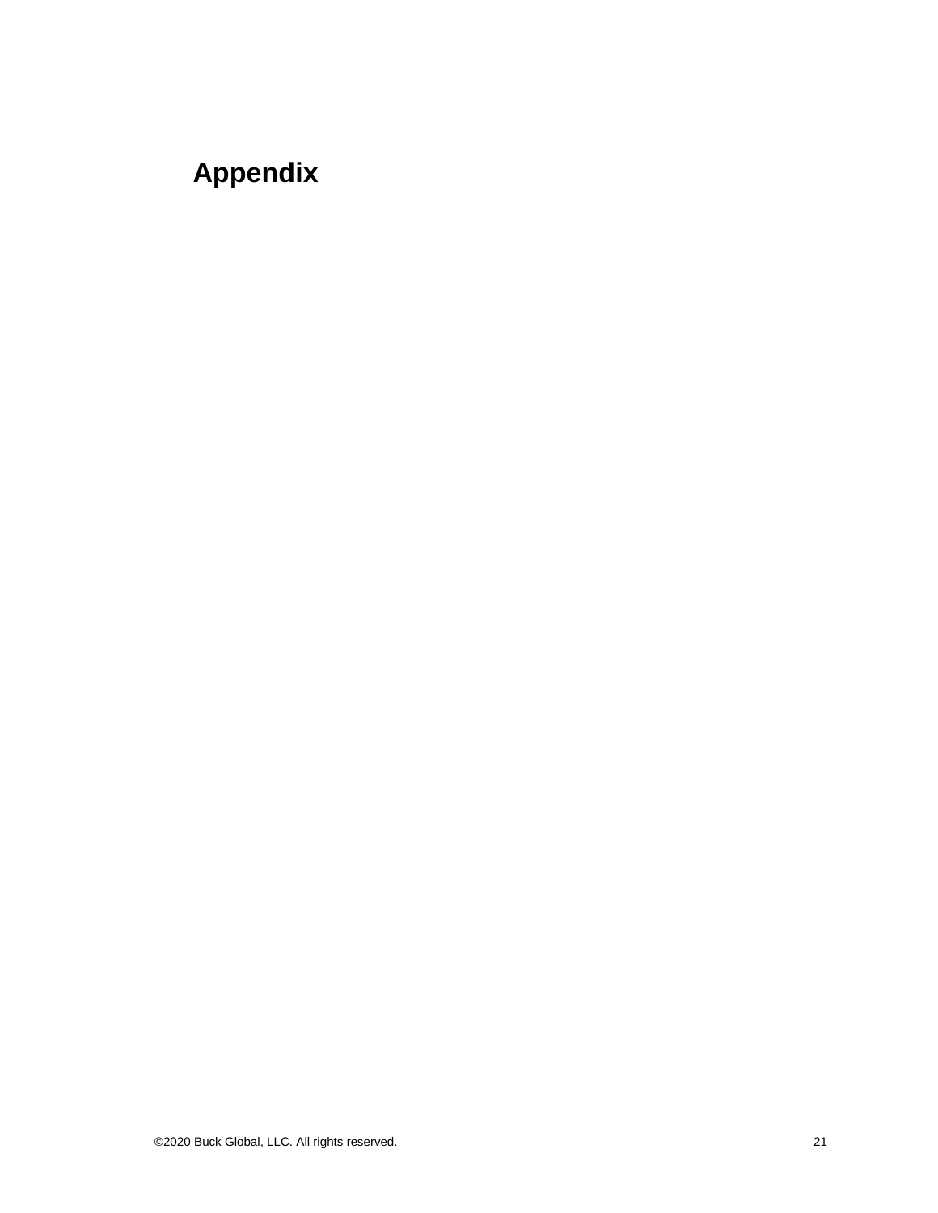# Appendix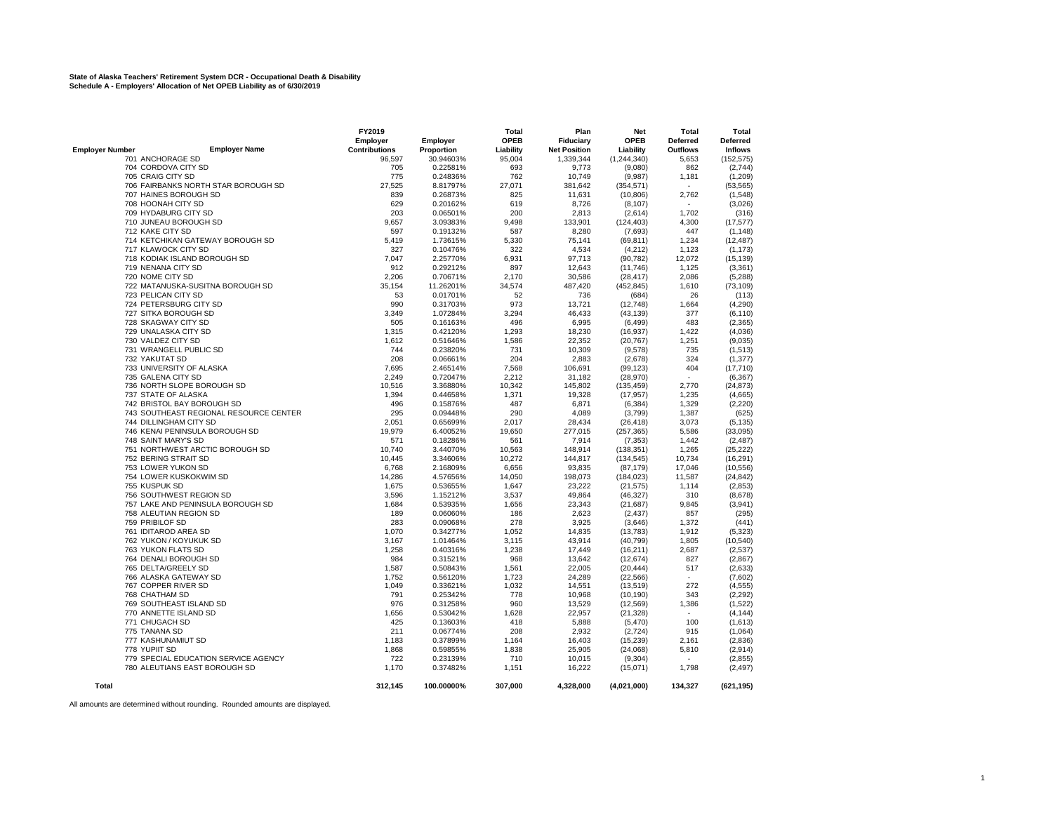**State of Alaska Teachers' Retirement System DCR - Occupational Death & Disability**
**Schedule A - Employers' Allocation of Net OPEB Liability as of 6/30/2019**

| Employer Number | Employer Name | FY2019 Employer Contributions | Employer Proportion | Total OPEB Liability | Plan Fiduciary Net Position | Net OPEB Liability | Total Deferred Outflows | Total Deferred Inflows |
|---|---|---|---|---|---|---|---|---|
| 701 | ANCHORAGE SD | 96,597 | 30.94603% | 95,004 | 1,339,344 | (1,244,340) | 5,653 | (152,575) |
| 704 | CORDOVA CITY SD | 705 | 0.22581% | 693 | 9,773 | (9,080) | 862 | (2,744) |
| 705 | CRAIG CITY SD | 775 | 0.24836% | 762 | 10,749 | (9,987) | 1,181 | (1,209) |
| 706 | FAIRBANKS NORTH STAR BOROUGH SD | 27,525 | 8.81797% | 27,071 | 381,642 | (354,571) | - | (53,565) |
| 707 | HAINES BOROUGH SD | 839 | 0.26873% | 825 | 11,631 | (10,806) | 2,762 | (1,548) |
| 708 | HOONAH CITY SD | 629 | 0.20162% | 619 | 8,726 | (8,107) | - | (3,026) |
| 709 | HYDABURG CITY SD | 203 | 0.06501% | 200 | 2,813 | (2,614) | 1,702 | (316) |
| 710 | JUNEAU BOROUGH SD | 9,657 | 3.09383% | 9,498 | 133,901 | (124,403) | 4,300 | (17,577) |
| 712 | KAKE CITY SD | 597 | 0.19132% | 587 | 8,280 | (7,693) | 447 | (1,148) |
| 714 | KETCHIKAN GATEWAY BOROUGH SD | 5,419 | 1.73615% | 5,330 | 75,141 | (69,811) | 1,234 | (12,487) |
| 717 | KLAWOCK CITY SD | 327 | 0.10476% | 322 | 4,534 | (4,212) | 1,123 | (1,173) |
| 718 | KODIAK ISLAND BOROUGH SD | 7,047 | 2.25770% | 6,931 | 97,713 | (90,782) | 12,072 | (15,139) |
| 719 | NENANA CITY SD | 912 | 0.29212% | 897 | 12,643 | (11,746) | 1,125 | (3,361) |
| 720 | NOME CITY SD | 2,206 | 0.70671% | 2,170 | 30,586 | (28,417) | 2,086 | (5,288) |
| 722 | MATANUSKA-SUSITNA BOROUGH SD | 35,154 | 11.26201% | 34,574 | 487,420 | (452,845) | 1,610 | (73,109) |
| 723 | PELICAN CITY SD | 53 | 0.01701% | 52 | 736 | (684) | 26 | (113) |
| 724 | PETERSBURG CITY SD | 990 | 0.31703% | 973 | 13,721 | (12,748) | 1,664 | (4,290) |
| 727 | SITKA BOROUGH SD | 3,349 | 1.07284% | 3,294 | 46,433 | (43,139) | 377 | (6,110) |
| 728 | SKAGWAY CITY SD | 505 | 0.16163% | 496 | 6,995 | (6,499) | 483 | (2,365) |
| 729 | UNALASKA CITY SD | 1,315 | 0.42120% | 1,293 | 18,230 | (16,937) | 1,422 | (4,036) |
| 730 | VALDEZ CITY SD | 1,612 | 0.51646% | 1,586 | 22,352 | (20,767) | 1,251 | (9,035) |
| 731 | WRANGELL PUBLIC SD | 744 | 0.23820% | 731 | 10,309 | (9,578) | 735 | (1,513) |
| 732 | YAKUTAT SD | 208 | 0.06661% | 204 | 2,883 | (2,678) | 324 | (1,377) |
| 733 | UNIVERSITY OF ALASKA | 7,695 | 2.46514% | 7,568 | 106,691 | (99,123) | 404 | (17,710) |
| 735 | GALENA CITY SD | 2,249 | 0.72047% | 2,212 | 31,182 | (28,970) | - | (6,367) |
| 736 | NORTH SLOPE BOROUGH SD | 10,516 | 3.36880% | 10,342 | 145,802 | (135,459) | 2,770 | (24,873) |
| 737 | STATE OF ALASKA | 1,394 | 0.44658% | 1,371 | 19,328 | (17,957) | 1,235 | (4,665) |
| 742 | BRISTOL BAY BOROUGH SD | 496 | 0.15876% | 487 | 6,871 | (6,384) | 1,329 | (2,220) |
| 743 | SOUTHEAST REGIONAL RESOURCE CENTER | 295 | 0.09448% | 290 | 4,089 | (3,799) | 1,387 | (625) |
| 744 | DILLINGHAM CITY SD | 2,051 | 0.65699% | 2,017 | 28,434 | (26,418) | 3,073 | (5,135) |
| 746 | KENAI PENINSULA BOROUGH SD | 19,979 | 6.40052% | 19,650 | 277,015 | (257,365) | 5,586 | (33,095) |
| 748 | SAINT MARY'S SD | 571 | 0.18286% | 561 | 7,914 | (7,353) | 1,442 | (2,487) |
| 751 | NORTHWEST ARCTIC BOROUGH SD | 10,740 | 3.44070% | 10,563 | 148,914 | (138,351) | 1,265 | (25,222) |
| 752 | BERING STRAIT SD | 10,445 | 3.34606% | 10,272 | 144,817 | (134,545) | 10,734 | (16,291) |
| 753 | LOWER YUKON SD | 6,768 | 2.16809% | 6,656 | 93,835 | (87,179) | 17,046 | (10,556) |
| 754 | LOWER KUSKOKWIM SD | 14,286 | 4.57656% | 14,050 | 198,073 | (184,023) | 11,587 | (24,842) |
| 755 | KUSPUK SD | 1,675 | 0.53655% | 1,647 | 23,222 | (21,575) | 1,114 | (2,853) |
| 756 | SOUTHWEST REGION SD | 3,596 | 1.15212% | 3,537 | 49,864 | (46,327) | 310 | (8,678) |
| 757 | LAKE AND PENINSULA BOROUGH SD | 1,684 | 0.53935% | 1,656 | 23,343 | (21,687) | 9,845 | (3,941) |
| 758 | ALEUTIAN REGION SD | 189 | 0.06060% | 186 | 2,623 | (2,437) | 857 | (295) |
| 759 | PRIBILOF SD | 283 | 0.09068% | 278 | 3,925 | (3,646) | 1,372 | (441) |
| 761 | IDITAROD AREA SD | 1,070 | 0.34277% | 1,052 | 14,835 | (13,783) | 1,912 | (5,323) |
| 762 | YUKON / KOYUKUK SD | 3,167 | 1.01464% | 3,115 | 43,914 | (40,799) | 1,805 | (10,540) |
| 763 | YUKON FLATS SD | 1,258 | 0.40316% | 1,238 | 17,449 | (16,211) | 2,687 | (2,537) |
| 764 | DENALI BOROUGH SD | 984 | 0.31521% | 968 | 13,642 | (12,674) | 827 | (2,867) |
| 765 | DELTA/GREELY SD | 1,587 | 0.50843% | 1,561 | 22,005 | (20,444) | 517 | (2,633) |
| 766 | ALASKA GATEWAY SD | 1,752 | 0.56120% | 1,723 | 24,289 | (22,566) | - | (7,602) |
| 767 | COPPER RIVER SD | 1,049 | 0.33621% | 1,032 | 14,551 | (13,519) | 272 | (4,555) |
| 768 | CHATHAM SD | 791 | 0.25342% | 778 | 10,968 | (10,190) | 343 | (2,292) |
| 769 | SOUTHEAST ISLAND SD | 976 | 0.31258% | 960 | 13,529 | (12,569) | 1,386 | (1,522) |
| 770 | ANNETTE ISLAND SD | 1,656 | 0.53042% | 1,628 | 22,957 | (21,328) | - | (4,144) |
| 771 | CHUGACH SD | 425 | 0.13603% | 418 | 5,888 | (5,470) | 100 | (1,613) |
| 775 | TANANA SD | 211 | 0.06774% | 208 | 2,932 | (2,724) | 915 | (1,064) |
| 777 | KASHUNAMIUT SD | 1,183 | 0.37899% | 1,164 | 16,403 | (15,239) | 2,161 | (2,836) |
| 778 | YUPIIT SD | 1,868 | 0.59855% | 1,838 | 25,905 | (24,068) | 5,810 | (2,914) |
| 779 | SPECIAL EDUCATION SERVICE AGENCY | 722 | 0.23139% | 710 | 10,015 | (9,304) | - | (2,855) |
| 780 | ALEUTIANS EAST BOROUGH SD | 1,170 | 0.37482% | 1,151 | 16,222 | (15,071) | 1,798 | (2,497) |
| **Total** | | **312,145** | **100.00000%** | **307,000** | **4,328,000** | **(4,021,000)** | **134,327** | **(621,195)** |

All amounts are determined without rounding. Rounded amounts are displayed.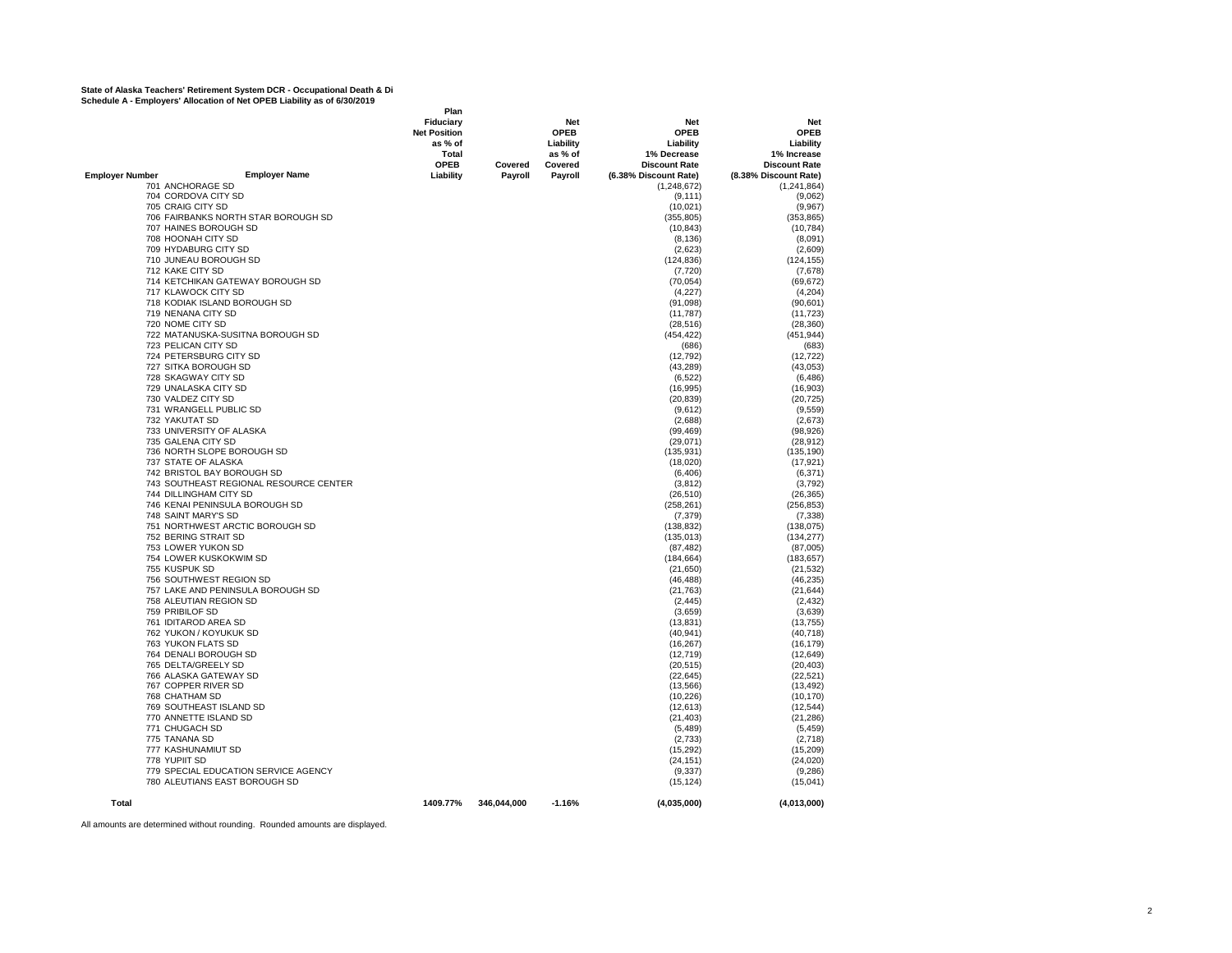**State of Alaska Teachers' Retirement System DCR - Occupational Death & Di**
**Schedule A - Employers' Allocation of Net OPEB Liability as of 6/30/2019**

| Employer Number | Employer Name | Plan Fiduciary Net Position as % of Total OPEB Liability | Covered Payroll | Net OPEB Liability as % of Covered Payroll | Net OPEB Liability 1% Decrease Discount Rate (6.38% Discount Rate) | Net OPEB Liability 1% Increase Discount Rate (8.38% Discount Rate) |
|---|---|---|---|---|---|---|
| 701 | ANCHORAGE SD | | | | (1,248,672) | (1,241,864) |
| 704 | CORDOVA CITY SD | | | | (9,111) | (9,062) |
| 705 | CRAIG CITY SD | | | | (10,021) | (9,967) |
| 706 | FAIRBANKS NORTH STAR BOROUGH SD | | | | (355,805) | (353,865) |
| 707 | HAINES BOROUGH SD | | | | (10,843) | (10,784) |
| 708 | HOONAH CITY SD | | | | (8,136) | (8,091) |
| 709 | HYDABURG CITY SD | | | | (2,623) | (2,609) |
| 710 | JUNEAU BOROUGH SD | | | | (124,836) | (124,155) |
| 712 | KAKE CITY SD | | | | (7,720) | (7,678) |
| 714 | KETCHIKAN GATEWAY BOROUGH SD | | | | (70,054) | (69,672) |
| 717 | KLAWOCK CITY SD | | | | (4,227) | (4,204) |
| 718 | KODIAK ISLAND BOROUGH SD | | | | (91,098) | (90,601) |
| 719 | NENANA CITY SD | | | | (11,787) | (11,723) |
| 720 | NOME CITY SD | | | | (28,516) | (28,360) |
| 722 | MATANUSKA-SUSITNA BOROUGH SD | | | | (454,422) | (451,944) |
| 723 | PELICAN CITY SD | | | | (686) | (683) |
| 724 | PETERSBURG CITY SD | | | | (12,792) | (12,722) |
| 727 | SITKA BOROUGH SD | | | | (43,289) | (43,053) |
| 728 | SKAGWAY CITY SD | | | | (6,522) | (6,486) |
| 729 | UNALASKA CITY SD | | | | (16,995) | (16,903) |
| 730 | VALDEZ CITY SD | | | | (20,839) | (20,725) |
| 731 | WRANGELL PUBLIC SD | | | | (9,612) | (9,559) |
| 732 | YAKUTAT SD | | | | (2,688) | (2,673) |
| 733 | UNIVERSITY OF ALASKA | | | | (99,469) | (98,926) |
| 735 | GALENA CITY SD | | | | (29,071) | (28,912) |
| 736 | NORTH SLOPE BOROUGH SD | | | | (135,931) | (135,190) |
| 737 | STATE OF ALASKA | | | | (18,020) | (17,921) |
| 742 | BRISTOL BAY BOROUGH SD | | | | (6,406) | (6,371) |
| 743 | SOUTHEAST REGIONAL RESOURCE CENTER | | | | (3,812) | (3,792) |
| 744 | DILLINGHAM CITY SD | | | | (26,510) | (26,365) |
| 746 | KENAI PENINSULA BOROUGH SD | | | | (258,261) | (256,853) |
| 748 | SAINT MARY'S SD | | | | (7,379) | (7,338) |
| 751 | NORTHWEST ARCTIC BOROUGH SD | | | | (138,832) | (138,075) |
| 752 | BERING STRAIT SD | | | | (135,013) | (134,277) |
| 753 | LOWER YUKON SD | | | | (87,482) | (87,005) |
| 754 | LOWER KUSKOKWIM SD | | | | (184,664) | (183,657) |
| 755 | KUSPUK SD | | | | (21,650) | (21,532) |
| 756 | SOUTHWEST REGION SD | | | | (46,488) | (46,235) |
| 757 | LAKE AND PENINSULA BOROUGH SD | | | | (21,763) | (21,644) |
| 758 | ALEUTIAN REGION SD | | | | (2,445) | (2,432) |
| 759 | PRIBILOF SD | | | | (3,659) | (3,639) |
| 761 | IDITAROD AREA SD | | | | (13,831) | (13,755) |
| 762 | YUKON / KOYUKUK SD | | | | (40,941) | (40,718) |
| 763 | YUKON FLATS SD | | | | (16,267) | (16,179) |
| 764 | DENALI BOROUGH SD | | | | (12,719) | (12,649) |
| 765 | DELTA/GREELY SD | | | | (20,515) | (20,403) |
| 766 | ALASKA GATEWAY SD | | | | (22,645) | (22,521) |
| 767 | COPPER RIVER SD | | | | (13,566) | (13,492) |
| 768 | CHATHAM SD | | | | (10,226) | (10,170) |
| 769 | SOUTHEAST ISLAND SD | | | | (12,613) | (12,544) |
| 770 | ANNETTE ISLAND SD | | | | (21,403) | (21,286) |
| 771 | CHUGACH SD | | | | (5,489) | (5,459) |
| 775 | TANANA SD | | | | (2,733) | (2,718) |
| 777 | KASHUNAMIUT SD | | | | (15,292) | (15,209) |
| 778 | YUPIIT SD | | | | (24,151) | (24,020) |
| 779 | SPECIAL EDUCATION SERVICE AGENCY | | | | (9,337) | (9,286) |
| 780 | ALEUTIANS EAST BOROUGH SD | | | | (15,124) | (15,041) |
| **Total** | | **1409.77%** | **346,044,000** | **-1.16%** | **(4,035,000)** | **(4,013,000)** |

All amounts are determined without rounding. Rounded amounts are displayed.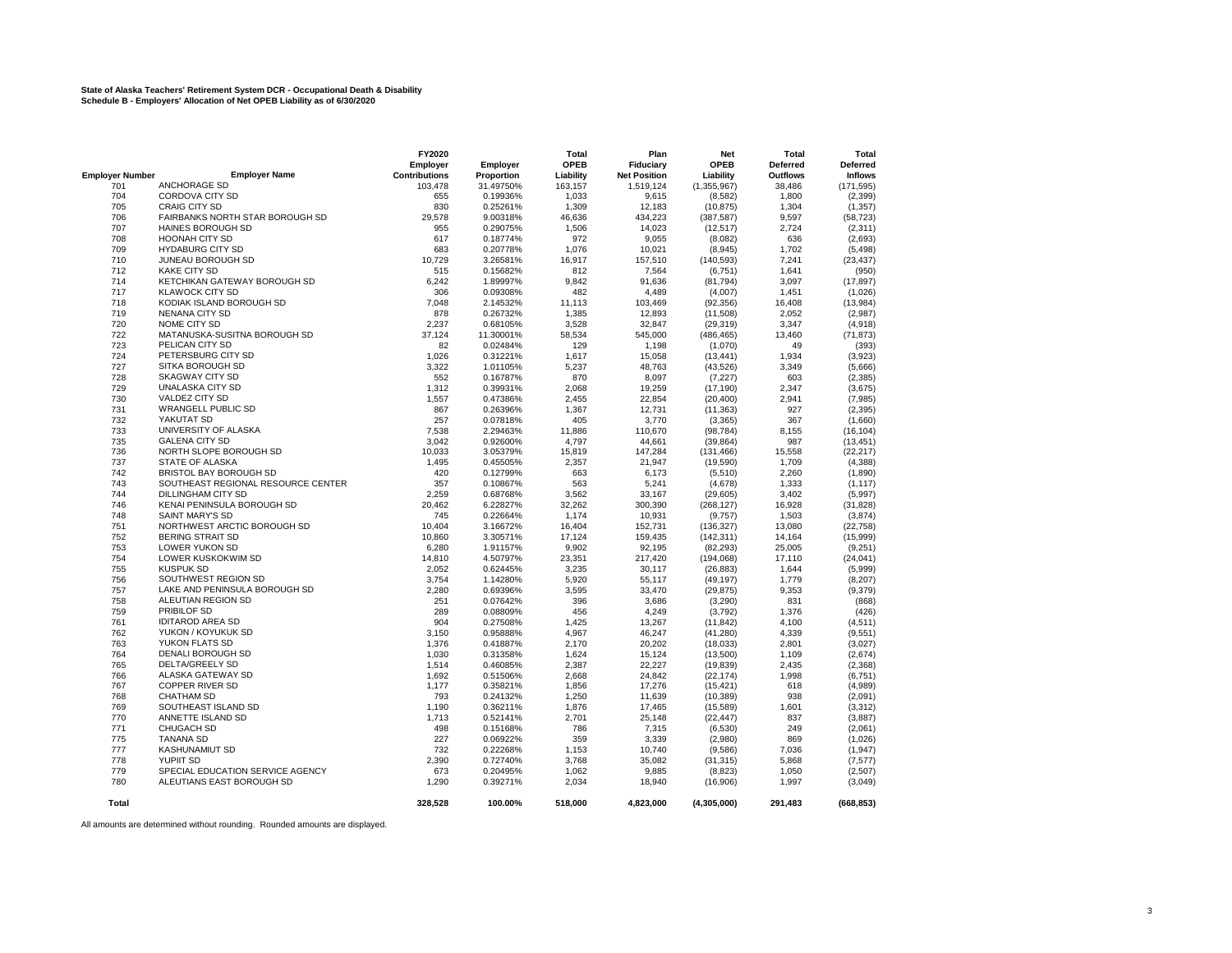**State of Alaska Teachers' Retirement System DCR - Occupational Death & Disability**
**Schedule B - Employers' Allocation of Net OPEB Liability as of 6/30/2020**

| Employer Number | Employer Name | FY2020 Employer Contributions | Employer Proportion | Total OPEB Liability | Plan Fiduciary Net Position | Net OPEB Liability | Total Deferred Outflows | Total Deferred Inflows |
|---|---|---|---|---|---|---|---|---|
| 701 | ANCHORAGE SD | 103,478 | 31.49750% | 163,157 | 1,519,124 | (1,355,967) | 38,486 | (171,595) |
| 704 | CORDOVA CITY SD | 655 | 0.19936% | 1,033 | 9,615 | (8,582) | 1,800 | (2,399) |
| 705 | CRAIG CITY SD | 830 | 0.25261% | 1,309 | 12,183 | (10,875) | 1,304 | (1,357) |
| 706 | FAIRBANKS NORTH STAR BOROUGH SD | 29,578 | 9.00318% | 46,636 | 434,223 | (387,587) | 9,597 | (58,723) |
| 707 | HAINES BOROUGH SD | 955 | 0.29075% | 1,506 | 14,023 | (12,517) | 2,724 | (2,311) |
| 708 | HOONAH CITY SD | 617 | 0.18774% | 972 | 9,055 | (8,082) | 636 | (2,693) |
| 709 | HYDABURG CITY SD | 683 | 0.20778% | 1,076 | 10,021 | (8,945) | 1,702 | (5,498) |
| 710 | JUNEAU BOROUGH SD | 10,729 | 3.26581% | 16,917 | 157,510 | (140,593) | 7,241 | (23,437) |
| 712 | KAKE CITY SD | 515 | 0.15682% | 812 | 7,564 | (6,751) | 1,641 | (950) |
| 714 | KETCHIKAN GATEWAY BOROUGH SD | 6,242 | 1.89997% | 9,842 | 91,636 | (81,794) | 3,097 | (17,897) |
| 717 | KLAWOCK CITY SD | 306 | 0.09308% | 482 | 4,489 | (4,007) | 1,451 | (1,026) |
| 718 | KODIAK ISLAND BOROUGH SD | 7,048 | 2.14532% | 11,113 | 103,469 | (92,356) | 16,408 | (13,984) |
| 719 | NENANA CITY SD | 878 | 0.26732% | 1,385 | 12,893 | (11,508) | 2,052 | (2,987) |
| 720 | NOME CITY SD | 2,237 | 0.68105% | 3,528 | 32,847 | (29,319) | 3,347 | (4,918) |
| 722 | MATANUSKA-SUSITNA BOROUGH SD | 37,124 | 11.30001% | 58,534 | 545,000 | (486,465) | 13,460 | (71,873) |
| 723 | PELICAN CITY SD | 82 | 0.02484% | 129 | 1,198 | (1,070) | 49 | (393) |
| 724 | PETERSBURG CITY SD | 1,026 | 0.31221% | 1,617 | 15,058 | (13,441) | 1,934 | (3,923) |
| 727 | SITKA BOROUGH SD | 3,322 | 1.01105% | 5,237 | 48,763 | (43,526) | 3,349 | (5,666) |
| 728 | SKAGWAY CITY SD | 552 | 0.16787% | 870 | 8,097 | (7,227) | 603 | (2,385) |
| 729 | UNALASKA CITY SD | 1,312 | 0.39931% | 2,068 | 19,259 | (17,190) | 2,347 | (3,675) |
| 730 | VALDEZ CITY SD | 1,557 | 0.47386% | 2,455 | 22,854 | (20,400) | 2,941 | (7,985) |
| 731 | WRANGELL PUBLIC SD | 867 | 0.26396% | 1,367 | 12,731 | (11,363) | 927 | (2,395) |
| 732 | YAKUTAT SD | 257 | 0.07818% | 405 | 3,770 | (3,365) | 367 | (1,660) |
| 733 | UNIVERSITY OF ALASKA | 7,538 | 2.29463% | 11,886 | 110,670 | (98,784) | 8,155 | (16,104) |
| 735 | GALENA CITY SD | 3,042 | 0.92600% | 4,797 | 44,661 | (39,864) | 987 | (13,451) |
| 736 | NORTH SLOPE BOROUGH SD | 10,033 | 3.05379% | 15,819 | 147,284 | (131,466) | 15,558 | (22,217) |
| 737 | STATE OF ALASKA | 1,495 | 0.45505% | 2,357 | 21,947 | (19,590) | 1,709 | (4,388) |
| 742 | BRISTOL BAY BOROUGH SD | 420 | 0.12799% | 663 | 6,173 | (5,510) | 2,260 | (1,890) |
| 743 | SOUTHEAST REGIONAL RESOURCE CENTER | 357 | 0.10867% | 563 | 5,241 | (4,678) | 1,333 | (1,117) |
| 744 | DILLINGHAM CITY SD | 2,259 | 0.68768% | 3,562 | 33,167 | (29,605) | 3,402 | (5,997) |
| 746 | KENAI PENINSULA BOROUGH SD | 20,462 | 6.22827% | 32,262 | 300,390 | (268,127) | 16,928 | (31,828) |
| 748 | SAINT MARY'S SD | 745 | 0.22664% | 1,174 | 10,931 | (9,757) | 1,503 | (3,874) |
| 751 | NORTHWEST ARCTIC BOROUGH SD | 10,404 | 3.16672% | 16,404 | 152,731 | (136,327) | 13,080 | (22,758) |
| 752 | BERING STRAIT SD | 10,860 | 3.30571% | 17,124 | 159,435 | (142,311) | 14,164 | (15,999) |
| 753 | LOWER YUKON SD | 6,280 | 1.91157% | 9,902 | 92,195 | (82,293) | 25,005 | (9,251) |
| 754 | LOWER KUSKOKWIM SD | 14,810 | 4.50797% | 23,351 | 217,420 | (194,068) | 17,110 | (24,041) |
| 755 | KUSPUK SD | 2,052 | 0.62445% | 3,235 | 30,117 | (26,883) | 1,644 | (5,999) |
| 756 | SOUTHWEST REGION SD | 3,754 | 1.14280% | 5,920 | 55,117 | (49,197) | 1,779 | (8,207) |
| 757 | LAKE AND PENINSULA BOROUGH SD | 2,280 | 0.69396% | 3,595 | 33,470 | (29,875) | 9,353 | (9,379) |
| 758 | ALEUTIAN REGION SD | 251 | 0.07642% | 396 | 3,686 | (3,290) | 831 | (868) |
| 759 | PRIBILOF SD | 289 | 0.08809% | 456 | 4,249 | (3,792) | 1,376 | (426) |
| 761 | IDITAROD AREA SD | 904 | 0.27508% | 1,425 | 13,267 | (11,842) | 4,100 | (4,511) |
| 762 | YUKON / KOYUKUK SD | 3,150 | 0.95888% | 4,967 | 46,247 | (41,280) | 4,339 | (9,551) |
| 763 | YUKON FLATS SD | 1,376 | 0.41887% | 2,170 | 20,202 | (18,033) | 2,801 | (3,027) |
| 764 | DENALI BOROUGH SD | 1,030 | 0.31358% | 1,624 | 15,124 | (13,500) | 1,109 | (2,674) |
| 765 | DELTA/GREELY SD | 1,514 | 0.46085% | 2,387 | 22,227 | (19,839) | 2,435 | (2,368) |
| 766 | ALASKA GATEWAY SD | 1,692 | 0.51506% | 2,668 | 24,842 | (22,174) | 1,998 | (6,751) |
| 767 | COPPER RIVER SD | 1,177 | 0.35821% | 1,856 | 17,276 | (15,421) | 618 | (4,989) |
| 768 | CHATHAM SD | 793 | 0.24132% | 1,250 | 11,639 | (10,389) | 938 | (2,091) |
| 769 | SOUTHEAST ISLAND SD | 1,190 | 0.36211% | 1,876 | 17,465 | (15,589) | 1,601 | (3,312) |
| 770 | ANNETTE ISLAND SD | 1,713 | 0.52141% | 2,701 | 25,148 | (22,447) | 837 | (3,887) |
| 771 | CHUGACH SD | 498 | 0.15168% | 786 | 7,315 | (6,530) | 249 | (2,061) |
| 775 | TANANA SD | 227 | 0.06922% | 359 | 3,339 | (2,980) | 869 | (1,026) |
| 777 | KASHUNAMIUT SD | 732 | 0.22268% | 1,153 | 10,740 | (9,586) | 7,036 | (1,947) |
| 778 | YUPIIT SD | 2,390 | 0.72740% | 3,768 | 35,082 | (31,315) | 5,868 | (7,577) |
| 779 | SPECIAL EDUCATION SERVICE AGENCY | 673 | 0.20495% | 1,062 | 9,885 | (8,823) | 1,050 | (2,507) |
| 780 | ALEUTIANS EAST BOROUGH SD | 1,290 | 0.39271% | 2,034 | 18,940 | (16,906) | 1,997 | (3,049) |
| **Total** | | 328,528 | 100.00% | 518,000 | 4,823,000 | (4,305,000) | 291,483 | (668,853) |

All amounts are determined without rounding. Rounded amounts are displayed.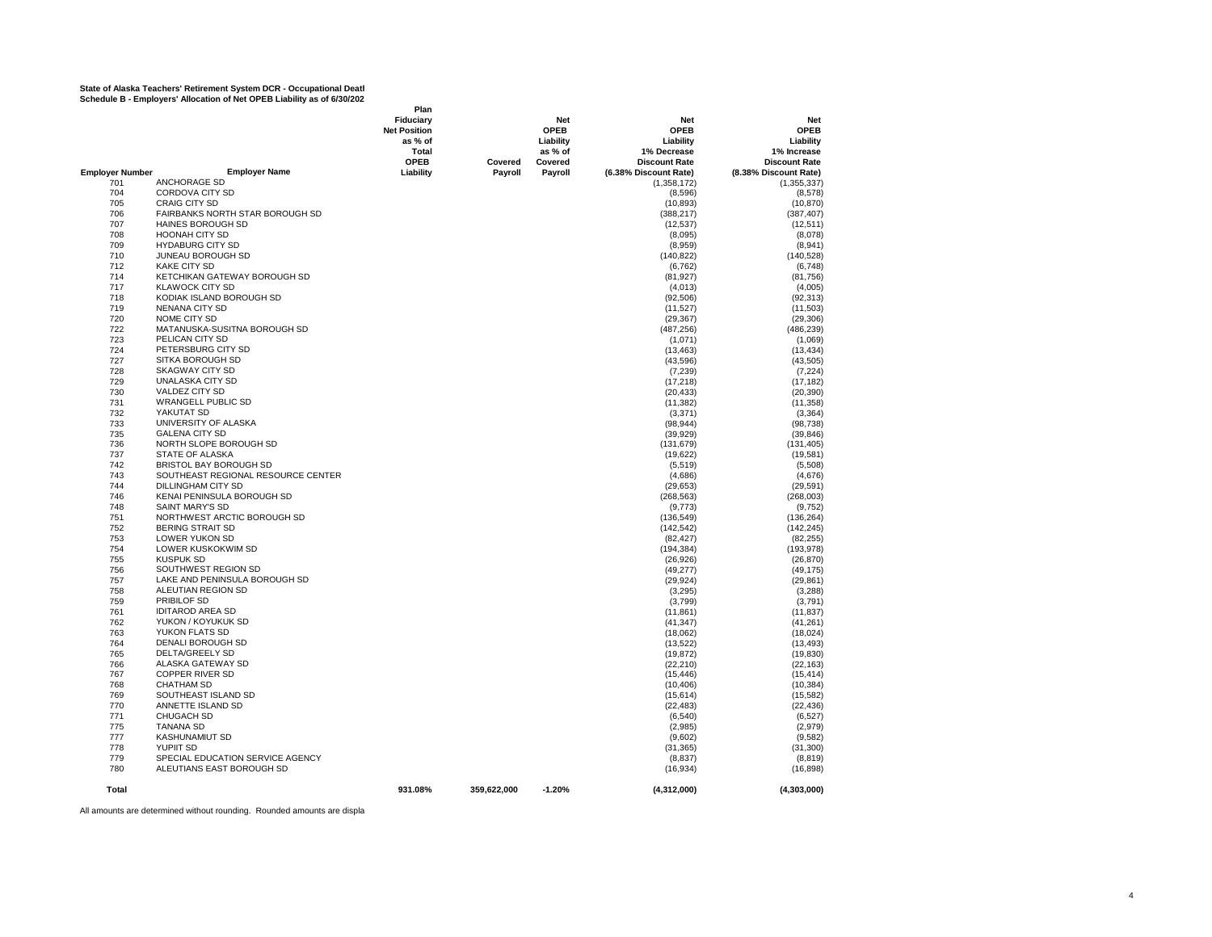**State of Alaska Teachers' Retirement System DCR - Occupational Deatl**
**Schedule B - Employers' Allocation of Net OPEB Liability as of 6/30/202**

| Employer Number | Employer Name | Plan Fiduciary Net Position as % of Total OPEB Liability | Covered Payroll | Net OPEB Liability as % of Covered Payroll | Net OPEB Liability 1% Decrease Discount Rate (6.38% Discount Rate) | Net OPEB Liability 1% Increase Discount Rate (8.38% Discount Rate) |
|---|---|---|---|---|---|---|
| 701 | ANCHORAGE SD | | | | (1,358,172) | (1,355,337) |
| 704 | CORDOVA CITY SD | | | | (8,596) | (8,578) |
| 705 | CRAIG CITY SD | | | | (10,893) | (10,870) |
| 706 | FAIRBANKS NORTH STAR BOROUGH SD | | | | (388,217) | (387,407) |
| 707 | HAINES BOROUGH SD | | | | (12,537) | (12,511) |
| 708 | HOONAH CITY SD | | | | (8,095) | (8,078) |
| 709 | HYDABURG CITY SD | | | | (8,959) | (8,941) |
| 710 | JUNEAU BOROUGH SD | | | | (140,822) | (140,528) |
| 712 | KAKE CITY SD | | | | (6,762) | (6,748) |
| 714 | KETCHIKAN GATEWAY BOROUGH SD | | | | (81,927) | (81,756) |
| 717 | KLAWOCK CITY SD | | | | (4,013) | (4,005) |
| 718 | KODIAK ISLAND BOROUGH SD | | | | (92,506) | (92,313) |
| 719 | NENANA CITY SD | | | | (11,527) | (11,503) |
| 720 | NOME CITY SD | | | | (29,367) | (29,306) |
| 722 | MATANUSKA-SUSITNA BOROUGH SD | | | | (487,256) | (486,239) |
| 723 | PELICAN CITY SD | | | | (1,071) | (1,069) |
| 724 | PETERSBURG CITY SD | | | | (13,463) | (13,434) |
| 727 | SITKA BOROUGH SD | | | | (43,596) | (43,505) |
| 728 | SKAGWAY CITY SD | | | | (7,239) | (7,224) |
| 729 | UNALASKA CITY SD | | | | (17,218) | (17,182) |
| 730 | VALDEZ CITY SD | | | | (20,433) | (20,390) |
| 731 | WRANGELL PUBLIC SD | | | | (11,382) | (11,358) |
| 732 | YAKUTAT SD | | | | (3,371) | (3,364) |
| 733 | UNIVERSITY OF ALASKA | | | | (98,944) | (98,738) |
| 735 | GALENA CITY SD | | | | (39,929) | (39,846) |
| 736 | NORTH SLOPE BOROUGH SD | | | | (131,679) | (131,405) |
| 737 | STATE OF ALASKA | | | | (19,622) | (19,581) |
| 742 | BRISTOL BAY BOROUGH SD | | | | (5,519) | (5,508) |
| 743 | SOUTHEAST REGIONAL RESOURCE CENTER | | | | (4,686) | (4,676) |
| 744 | DILLINGHAM CITY SD | | | | (29,653) | (29,591) |
| 746 | KENAI PENINSULA BOROUGH SD | | | | (268,563) | (268,003) |
| 748 | SAINT MARY'S SD | | | | (9,773) | (9,752) |
| 751 | NORTHWEST ARCTIC BOROUGH SD | | | | (136,549) | (136,264) |
| 752 | BERING STRAIT SD | | | | (142,542) | (142,245) |
| 753 | LOWER YUKON SD | | | | (82,427) | (82,255) |
| 754 | LOWER KUSKOKWIM SD | | | | (194,384) | (193,978) |
| 755 | KUSPUK SD | | | | (26,926) | (26,870) |
| 756 | SOUTHWEST REGION SD | | | | (49,277) | (49,175) |
| 757 | LAKE AND PENINSULA BOROUGH SD | | | | (29,924) | (29,861) |
| 758 | ALEUTIAN REGION SD | | | | (3,295) | (3,288) |
| 759 | PRIBILOF SD | | | | (3,799) | (3,791) |
| 761 | IDITAROD AREA SD | | | | (11,861) | (11,837) |
| 762 | YUKON / KOYUKUK SD | | | | (41,347) | (41,261) |
| 763 | YUKON FLATS SD | | | | (18,062) | (18,024) |
| 764 | DENALI BOROUGH SD | | | | (13,522) | (13,493) |
| 765 | DELTA/GREELY SD | | | | (19,872) | (19,830) |
| 766 | ALASKA GATEWAY SD | | | | (22,210) | (22,163) |
| 767 | COPPER RIVER SD | | | | (15,446) | (15,414) |
| 768 | CHATHAM SD | | | | (10,406) | (10,384) |
| 769 | SOUTHEAST ISLAND SD | | | | (15,614) | (15,582) |
| 770 | ANNETTE ISLAND SD | | | | (22,483) | (22,436) |
| 771 | CHUGACH SD | | | | (6,540) | (6,527) |
| 775 | TANANA SD | | | | (2,985) | (2,979) |
| 777 | KASHUNAMIUT SD | | | | (9,602) | (9,582) |
| 778 | YUPIIT SD | | | | (31,365) | (31,300) |
| 779 | SPECIAL EDUCATION SERVICE AGENCY | | | | (8,837) | (8,819) |
| 780 | ALEUTIANS EAST BOROUGH SD | | | | (16,934) | (16,898) |
| **Total** | | **931.08%** | **359,622,000** | **-1.20%** | **(4,312,000)** | **(4,303,000)** |

All amounts are determined without rounding. Rounded amounts are displa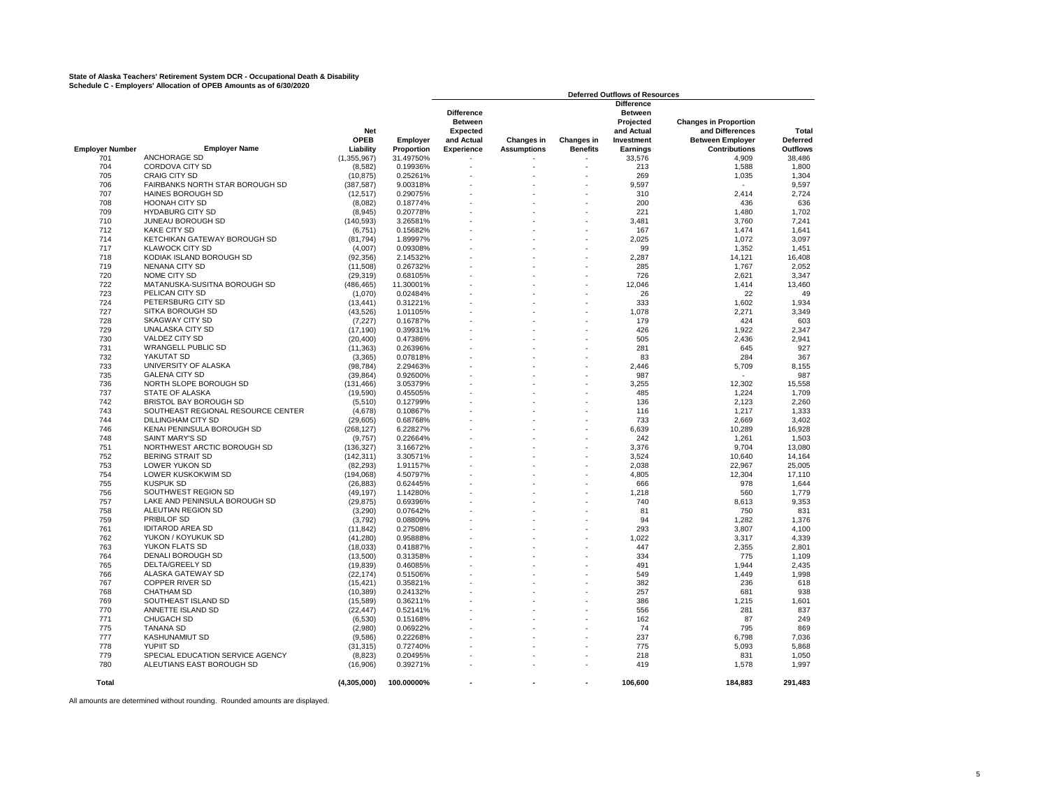**State of Alaska Teachers' Retirement System DCR - Occupational Death & Disability**
**Schedule C - Employers' Allocation of OPEB Amounts as of 6/30/2020**

| | | | | Deferred Outflows of Resources | | | | | |
|---|---|---|---|---|---|---|---|---|---|
| Employer Number | Employer Name | Net OPEB Liability | Employer Proportion | Difference Between Expected and Actual Experience | Changes in Assumptions | Changes in Benefits | Difference Between Projected and Actual Investment Earnings | Changes in Proportion and Differences Between Employer Contributions | Total Deferred Outflows |
| 701 | ANCHORAGE SD | (1,355,967) | 31.49750% | - | - | - | 33,576 | 4,909 | 38,486 |
| 704 | CORDOVA CITY SD | (8,582) | 0.19936% | - | - | - | 213 | 1,588 | 1,800 |
| 705 | CRAIG CITY SD | (10,875) | 0.25261% | - | - | - | 269 | 1,035 | 1,304 |
| 706 | FAIRBANKS NORTH STAR BOROUGH SD | (387,587) | 9.00318% | - | - | - | 9,597 | - | 9,597 |
| 707 | HAINES BOROUGH SD | (12,517) | 0.29075% | - | - | - | 310 | 2,414 | 2,724 |
| 708 | HOONAH CITY SD | (8,082) | 0.18774% | - | - | - | 200 | 436 | 636 |
| 709 | HYDABURG CITY SD | (8,945) | 0.20778% | - | - | - | 221 | 1,480 | 1,702 |
| 710 | JUNEAU BOROUGH SD | (140,593) | 3.26581% | - | - | - | 3,481 | 3,760 | 7,241 |
| 712 | KAKE CITY SD | (6,751) | 0.15682% | - | - | - | 167 | 1,474 | 1,641 |
| 714 | KETCHIKAN GATEWAY BOROUGH SD | (81,794) | 1.89997% | - | - | - | 2,025 | 1,072 | 3,097 |
| 717 | KLAWOCK CITY SD | (4,007) | 0.09308% | - | - | - | 99 | 1,352 | 1,451 |
| 718 | KODIAK ISLAND BOROUGH SD | (92,356) | 2.14532% | - | - | - | 2,287 | 14,121 | 16,408 |
| 719 | NENANA CITY SD | (11,508) | 0.26732% | - | - | - | 285 | 1,767 | 2,052 |
| 720 | NOME CITY SD | (29,319) | 0.68105% | - | - | - | 726 | 2,621 | 3,347 |
| 722 | MATANUSKA-SUSITNA BOROUGH SD | (486,465) | 11.30001% | - | - | - | 12,046 | 1,414 | 13,460 |
| 723 | PELICAN CITY SD | (1,070) | 0.02484% | - | - | - | 26 | 22 | 49 |
| 724 | PETERSBURG CITY SD | (13,441) | 0.31221% | - | - | - | 333 | 1,602 | 1,934 |
| 726 | SITKA BOROUGH SD | (43,526) | 1.01105% | - | - | - | 1,078 | 2,271 | 3,349 |
| 728 | SKAGWAY CITY SD | (7,227) | 0.16787% | - | - | - | 179 | 424 | 603 |
| 729 | UNALASKA CITY SD | (17,190) | 0.39931% | - | - | - | 426 | 1,922 | 2,347 |
| 730 | VALDEZ CITY SD | (20,400) | 0.47386% | - | - | - | 505 | 2,436 | 2,941 |
| 731 | WRANGELL PUBLIC SD | (11,363) | 0.26396% | - | - | - | 281 | 645 | 927 |
| 732 | YAKUTAT SD | (3,365) | 0.07818% | - | - | - | 83 | 284 | 367 |
| 733 | UNIVERSITY OF ALASKA | (98,784) | 2.29463% | - | - | - | 2,446 | 5,709 | 8,155 |
| 735 | GALENA CITY SD | (39,864) | 0.92600% | - | - | - | 987 | - | 987 |
| 736 | NORTH SLOPE BOROUGH SD | (131,466) | 3.05379% | - | - | - | 3,255 | 12,302 | 15,558 |
| 737 | STATE OF ALASKA | (19,590) | 0.45505% | - | - | - | 485 | 1,224 | 1,709 |
| 742 | BRISTOL BAY BOROUGH SD | (5,510) | 0.12799% | - | - | - | 136 | 2,123 | 2,260 |
| 743 | SOUTHEAST REGIONAL RESOURCE CENTER | (4,678) | 0.10867% | - | - | - | 116 | 1,217 | 1,333 |
| 744 | DILLINGHAM CITY SD | (29,605) | 0.68768% | - | - | - | 733 | 2,669 | 3,402 |
| 746 | KENAI PENINSULA BOROUGH SD | (268,127) | 6.22827% | - | - | - | 6,639 | 10,289 | 16,928 |
| 748 | SAINT MARY'S SD | (9,757) | 0.22664% | - | - | - | 242 | 1,261 | 1,503 |
| 751 | NORTHWEST ARCTIC BOROUGH SD | (136,327) | 3.16672% | - | - | - | 3,376 | 9,704 | 13,080 |
| 752 | BERING STRAIT SD | (142,311) | 3.30571% | - | - | - | 3,524 | 10,640 | 14,164 |
| 753 | LOWER YUKON SD | (82,293) | 1.91157% | - | - | - | 2,038 | 22,967 | 25,005 |
| 754 | LOWER KUSKOKWIM SD | (194,068) | 4.50797% | - | - | - | 4,805 | 12,304 | 17,110 |
| 755 | KUSPUK SD | (26,883) | 0.62445% | - | - | - | 666 | 978 | 1,644 |
| 756 | SOUTHWEST REGION SD | (49,197) | 1.14280% | - | - | - | 1,218 | 560 | 1,779 |
| 757 | LAKE AND PENINSULA BOROUGH SD | (29,875) | 0.69396% | - | - | - | 740 | 8,613 | 9,353 |
| 758 | ALEUTIAN REGION SD | (3,290) | 0.07642% | - | - | - | 81 | 750 | 831 |
| 759 | PRIBILOF SD | (3,792) | 0.08809% | - | - | - | 94 | 1,282 | 1,376 |
| 761 | IDITAROD AREA SD | (11,842) | 0.27508% | - | - | - | 293 | 3,807 | 4,100 |
| 762 | YUKON / KOYUKUK SD | (41,280) | 0.95888% | - | - | - | 1,022 | 3,317 | 4,339 |
| 763 | YUKON FLATS SD | (18,033) | 0.41887% | - | - | - | 447 | 2,355 | 2,801 |
| 764 | DENALI BOROUGH SD | (13,500) | 0.31358% | - | - | - | 334 | 775 | 1,109 |
| 765 | DELTA/GREELY SD | (19,839) | 0.46085% | - | - | - | 491 | 1,944 | 2,435 |
| 766 | ALASKA GATEWAY SD | (22,174) | 0.51506% | - | - | - | 549 | 1,449 | 1,998 |
| 767 | COPPER RIVER SD | (15,421) | 0.35821% | - | - | - | 382 | 236 | 618 |
| 768 | CHATHAM SD | (10,389) | 0.24132% | - | - | - | 257 | 681 | 938 |
| 769 | SOUTHEAST ISLAND SD | (15,589) | 0.36211% | - | - | - | 386 | 1,215 | 1,601 |
| 770 | ANNETTE ISLAND SD | (22,447) | 0.52141% | - | - | - | 556 | 281 | 837 |
| 771 | CHUGACH SD | (6,530) | 0.15168% | - | - | - | 162 | 87 | 249 |
| 775 | TANANA SD | (2,980) | 0.06922% | - | - | - | 74 | 795 | 869 |
| 777 | KASHUNAMIUT SD | (9,586) | 0.22268% | - | - | - | 237 | 6,798 | 7,036 |
| 778 | YUPIIT SD | (31,315) | 0.72740% | - | - | - | 775 | 5,093 | 5,868 |
| 779 | SPECIAL EDUCATION SERVICE AGENCY | (8,823) | 0.20495% | - | - | - | 218 | 831 | 1,050 |
| 780 | ALEUTIANS EAST BOROUGH SD | (16,906) | 0.39271% | - | - | - | 419 | 1,578 | 1,997 |
| **Total** | | **(4,305,000)** | **100.00000%** | **-** | **-** | **-** | **106,600** | **184,883** | **291,483** |

All amounts are determined without rounding. Rounded amounts are displayed.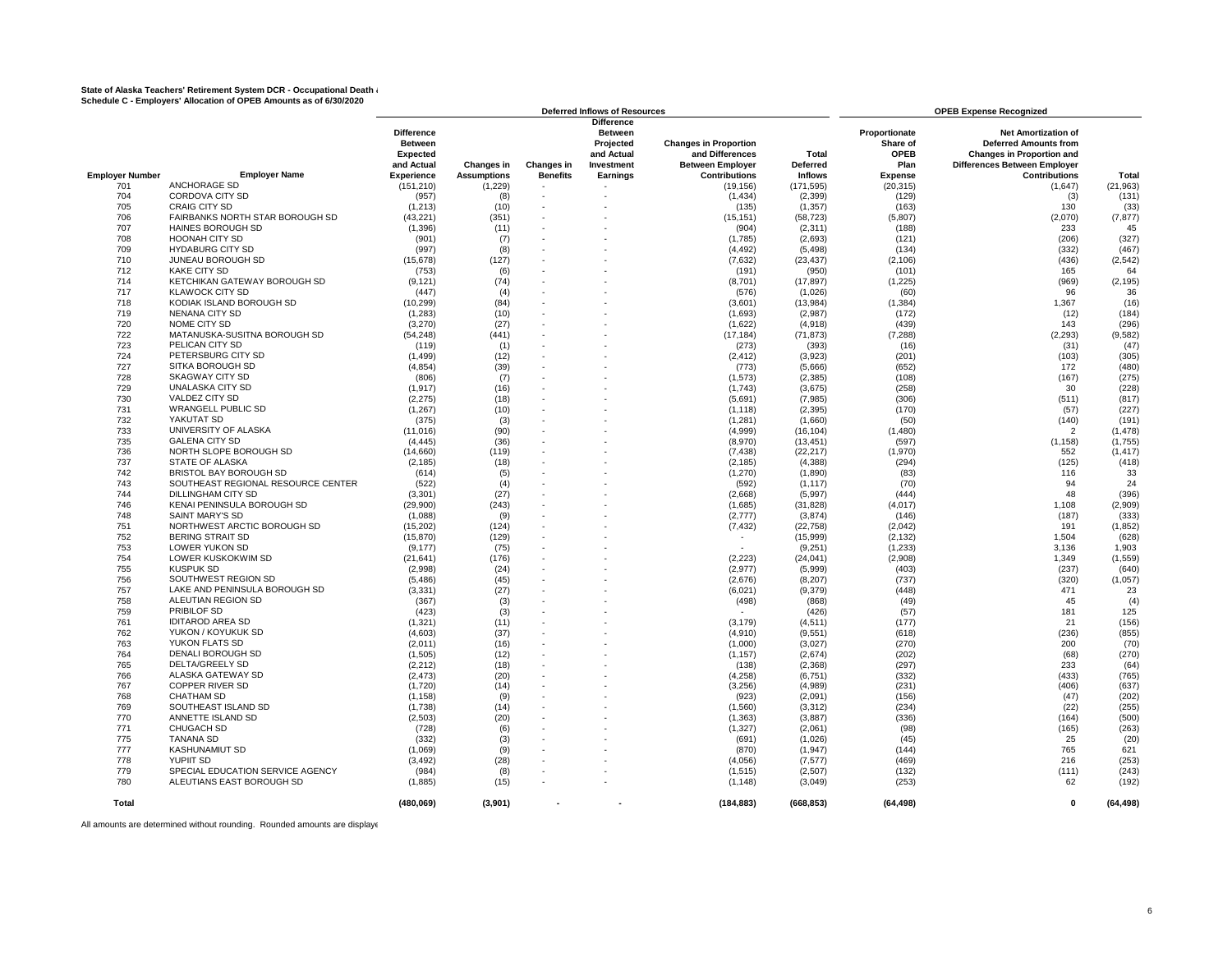**State of Alaska Teachers' Retirement System DCR - Occupational Death a**
**Schedule C - Employers' Allocation of OPEB Amounts as of 6/30/2020**

| | | Deferred Inflows of Resources | | | | | | OPEB Expense Recognized | | |
|---|---|---|---|---|---|---|---|---|---|---|
| Employer Number | Employer Name | Difference Between Expected and Actual Experience | Changes in Assumptions | Changes in Benefits | Difference Between Projected and Actual Investment Earnings | Changes in Proportion and Differences Between Employer Contributions | Total Deferred Inflows | Proportionate Share of OPEB Plan Expense | Net Amortization of Deferred Amounts from Changes in Proportion and Differences Between Employer Contributions | Total |
| 701 | ANCHORAGE SD | (151,210) | (1,229) | - | - | (19,156) | (171,595) | (20,315) | (1,647) | (21,963) |
| 704 | CORDOVA CITY SD | (957) | (8) | - | - | (1,434) | (2,399) | (129) | (3) | (131) |
| 705 | CRAIG CITY SD | (1,213) | (10) | - | - | (135) | (1,357) | (163) | 130 | (33) |
| 706 | FAIRBANKS NORTH STAR BOROUGH SD | (43,221) | (351) | - | - | (15,151) | (58,723) | (5,807) | (2,070) | (7,877) |
| 707 | HAINES BOROUGH SD | (1,396) | (11) | - | - | (904) | (2,311) | (188) | 233 | 45 |
| 708 | HOONAH CITY SD | (901) | (7) | - | - | (1,785) | (2,693) | (121) | (206) | (327) |
| 709 | HYDABURG CITY SD | (997) | (8) | - | - | (4,492) | (5,498) | (134) | (332) | (467) |
| 710 | JUNEAU BOROUGH SD | (15,678) | (127) | - | - | (7,632) | (23,437) | (2,106) | (436) | (2,542) |
| 712 | KAKE CITY SD | (753) | (6) | - | - | (191) | (950) | (101) | 165 | 64 |
| 714 | KETCHIKAN GATEWAY BOROUGH SD | (9,121) | (74) | - | - | (8,701) | (17,897) | (1,225) | (969) | (2,195) |
| 717 | KLAWOCK CITY SD | (447) | (4) | - | - | (576) | (1,026) | (60) | 96 | 36 |
| 718 | KODIAK ISLAND BOROUGH SD | (10,299) | (84) | - | - | (3,601) | (13,984) | (1,384) | 1,367 | (16) |
| 719 | NENANA CITY SD | (1,283) | (10) | - | - | (1,693) | (2,987) | (172) | (12) | (184) |
| 720 | NOME CITY SD | (3,270) | (27) | - | - | (1,622) | (4,918) | (439) | 143 | (296) |
| 722 | MATANUSKA-SUSITNA BOROUGH SD | (54,248) | (441) | - | - | (17,184) | (71,873) | (7,288) | (2,293) | (9,582) |
| 723 | PELICAN CITY SD | (119) | (1) | - | - | (273) | (393) | (16) | (31) | (47) |
| 724 | PETERSBURG CITY SD | (1,499) | (12) | - | - | (2,412) | (3,923) | (201) | (103) | (305) |
| 727 | SITKA BOROUGH SD | (4,854) | (39) | - | - | (773) | (5,666) | (652) | 172 | (480) |
| 728 | SKAGWAY CITY SD | (806) | (7) | - | - | (1,573) | (2,385) | (108) | (167) | (275) |
| 729 | UNALASKA CITY SD | (1,917) | (16) | - | - | (1,743) | (3,675) | (258) | 30 | (228) |
| 730 | VALDEZ CITY SD | (2,275) | (18) | - | - | (5,691) | (7,985) | (306) | (511) | (817) |
| 731 | WRANGELL PUBLIC SD | (1,267) | (10) | - | - | (1,118) | (2,395) | (170) | (57) | (227) |
| 732 | YAKUTAT SD | (375) | (3) | - | - | (1,281) | (1,660) | (50) | (140) | (191) |
| 733 | UNIVERSITY OF ALASKA | (11,016) | (90) | - | - | (4,999) | (16,104) | (1,480) | 2 | (1,478) |
| 735 | GALENA CITY SD | (4,445) | (36) | - | - | (8,970) | (13,451) | (597) | (1,158) | (1,755) |
| 736 | NORTH SLOPE BOROUGH SD | (14,660) | (119) | - | - | (7,438) | (22,217) | (1,970) | 552 | (1,417) |
| 737 | STATE OF ALASKA | (2,185) | (18) | - | - | (2,185) | (4,388) | (294) | (125) | (418) |
| 742 | BRISTOL BAY BOROUGH SD | (614) | (5) | - | - | (1,270) | (1,890) | (83) | 116 | 33 |
| 743 | SOUTHEAST REGIONAL RESOURCE CENTER | (522) | (4) | - | - | (592) | (1,117) | (70) | 94 | 24 |
| 744 | DILLINGHAM CITY SD | (3,301) | (27) | - | - | (2,668) | (5,997) | (444) | 48 | (396) |
| 746 | KENAI PENINSULA BOROUGH SD | (29,900) | (243) | - | - | (1,685) | (31,828) | (4,017) | 1,108 | (2,909) |
| 748 | SAINT MARY'S SD | (1,088) | (9) | - | - | (2,777) | (3,874) | (146) | (187) | (333) |
| 751 | NORTHWEST ARCTIC BOROUGH SD | (15,202) | (124) | - | - | (7,432) | (22,758) | (2,042) | 191 | (1,852) |
| 752 | BERING STRAIT SD | (15,870) | (129) | - | - | - | (15,999) | (2,132) | 1,504 | (628) |
| 753 | LOWER YUKON SD | (9,177) | (75) | - | - | - | (9,251) | (1,233) | 3,136 | 1,903 |
| 754 | LOWER KUSKOKWIM SD | (21,641) | (176) | - | - | (2,223) | (24,041) | (2,908) | 1,349 | (1,559) |
| 755 | KUSPUK SD | (2,998) | (24) | - | - | (2,977) | (5,999) | (403) | (237) | (640) |
| 756 | SOUTHWEST REGION SD | (5,486) | (45) | - | - | (2,676) | (8,207) | (737) | (320) | (1,057) |
| 757 | LAKE AND PENINSULA BOROUGH SD | (3,331) | (27) | - | - | (6,021) | (9,379) | (448) | 471 | 23 |
| 758 | ALEUTIAN REGION SD | (367) | (3) | - | - | (498) | (868) | (49) | 45 | (4) |
| 759 | PRIBILOF SD | (423) | (3) | - | - | - | (426) | (57) | 181 | 125 |
| 761 | IDITAROD AREA SD | (1,321) | (11) | - | - | (3,179) | (4,511) | (177) | 21 | (156) |
| 762 | YUKON / KOYUKUK SD | (4,603) | (37) | - | - | (4,910) | (9,551) | (618) | (236) | (855) |
| 763 | YUKON FLATS SD | (2,011) | (16) | - | - | (1,000) | (3,027) | (270) | 200 | (70) |
| 764 | DENALI BOROUGH SD | (1,505) | (12) | - | - | (1,157) | (2,674) | (202) | (68) | (270) |
| 765 | DELTA/GREELY SD | (2,212) | (18) | - | - | (138) | (2,368) | (297) | 233 | (64) |
| 766 | ALASKA GATEWAY SD | (2,473) | (20) | - | - | (4,258) | (6,751) | (332) | (433) | (765) |
| 767 | COPPER RIVER SD | (1,720) | (14) | - | - | (3,256) | (4,989) | (231) | (406) | (637) |
| 768 | CHATHAM SD | (1,158) | (9) | - | - | (923) | (2,091) | (156) | (47) | (202) |
| 769 | SOUTHEAST ISLAND SD | (1,738) | (14) | - | - | (1,560) | (3,312) | (234) | (22) | (255) |
| 770 | ANNETTE ISLAND SD | (2,503) | (20) | - | - | (1,363) | (3,887) | (336) | (164) | (500) |
| 771 | CHUGACH SD | (728) | (6) | - | - | (1,327) | (2,061) | (98) | (165) | (263) |
| 775 | TANANA SD | (332) | (3) | - | - | (691) | (1,026) | (45) | 25 | (20) |
| 777 | KASHUNAMIUT SD | (1,069) | (9) | - | - | (870) | (1,947) | (144) | 765 | 621 |
| 778 | YUPIIT SD | (3,492) | (28) | - | - | (4,056) | (7,577) | (469) | 216 | (253) |
| 779 | SPECIAL EDUCATION SERVICE AGENCY | (984) | (8) | - | - | (1,515) | (2,507) | (132) | (111) | (243) |
| 780 | ALEUTIANS EAST BOROUGH SD | (1,885) | (15) | - | - | (1,148) | (3,049) | (253) | 62 | (192) |
| **Total** | | **(480,069)** | **(3,901)** | **-** | **-** | **(184,883)** | **(668,853)** | **(64,498)** | **0** | **(64,498)** |

All amounts are determined without rounding. Rounded amounts are displaye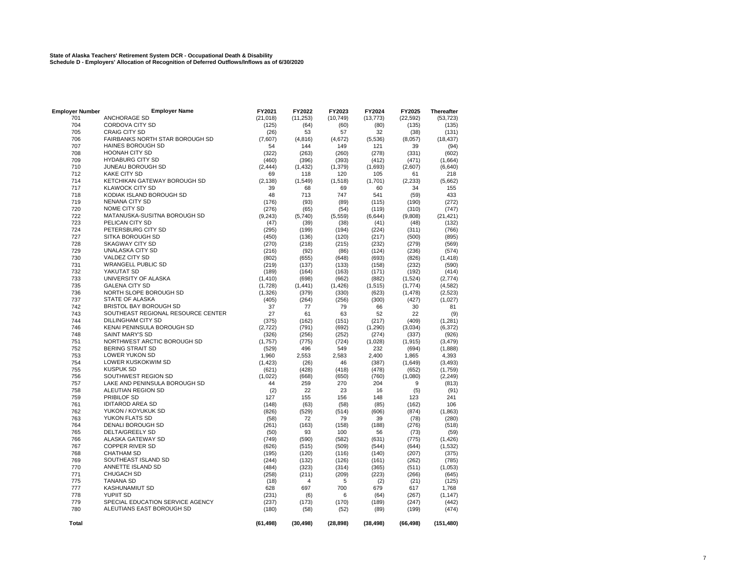**State of Alaska Teachers' Retirement System DCR - Occupational Death & Disability**
**Schedule D - Employers' Allocation of Recognition of Deferred Outflows/Inflows as of 6/30/2020**

| Employer Number | Employer Name | FY2021 | FY2022 | FY2023 | FY2024 | FY2025 | Thereafter |
|---|---|---|---|---|---|---|---|
| 701 | ANCHORAGE SD | (21,018) | (11,253) | (10,749) | (13,773) | (22,592) | (53,723) |
| 704 | CORDOVA CITY SD | (125) | (64) | (60) | (80) | (135) | (135) |
| 705 | CRAIG CITY SD | (26) | 53 | 57 | 32 | (38) | (131) |
| 706 | FAIRBANKS NORTH STAR BOROUGH SD | (7,607) | (4,816) | (4,672) | (5,536) | (8,057) | (18,437) |
| 707 | HAINES BOROUGH SD | 54 | 144 | 149 | 121 | 39 | (94) |
| 708 | HOONAH CITY SD | (322) | (263) | (260) | (278) | (331) | (602) |
| 709 | HYDABURG CITY SD | (460) | (396) | (393) | (412) | (471) | (1,664) |
| 710 | JUNEAU BOROUGH SD | (2,444) | (1,432) | (1,379) | (1,693) | (2,607) | (6,640) |
| 712 | KAKE CITY SD | 69 | 118 | 120 | 105 | 61 | 218 |
| 714 | KETCHIKAN GATEWAY BOROUGH SD | (2,138) | (1,549) | (1,518) | (1,701) | (2,233) | (5,662) |
| 717 | KLAWOCK CITY SD | 39 | 68 | 69 | 60 | 34 | 155 |
| 718 | KODIAK ISLAND BOROUGH SD | 48 | 713 | 747 | 541 | (59) | 433 |
| 719 | NENANA CITY SD | (176) | (93) | (89) | (115) | (190) | (272) |
| 720 | NOME CITY SD | (276) | (65) | (54) | (119) | (310) | (747) |
| 722 | MATANUSKA-SUSITNA BOROUGH SD | (9,243) | (5,740) | (5,559) | (6,644) | (9,808) | (21,421) |
| 723 | PELICAN CITY SD | (47) | (39) | (38) | (41) | (48) | (132) |
| 724 | PETERSBURG CITY SD | (295) | (199) | (194) | (224) | (311) | (766) |
| 727 | SITKA BOROUGH SD | (450) | (136) | (120) | (217) | (500) | (895) |
| 728 | SKAGWAY CITY SD | (270) | (218) | (215) | (232) | (279) | (569) |
| 729 | UNALASKA CITY SD | (216) | (92) | (86) | (124) | (236) | (574) |
| 730 | VALDEZ CITY SD | (802) | (655) | (648) | (693) | (826) | (1,418) |
| 731 | WRANGELL PUBLIC SD | (219) | (137) | (133) | (158) | (232) | (590) |
| 732 | YAKUTAT SD | (189) | (164) | (163) | (171) | (192) | (414) |
| 733 | UNIVERSITY OF ALASKA | (1,410) | (698) | (662) | (882) | (1,524) | (2,774) |
| 735 | GALENA CITY SD | (1,728) | (1,441) | (1,426) | (1,515) | (1,774) | (4,582) |
| 736 | NORTH SLOPE BOROUGH SD | (1,326) | (379) | (330) | (623) | (1,478) | (2,523) |
| 737 | STATE OF ALASKA | (405) | (264) | (256) | (300) | (427) | (1,027) |
| 742 | BRISTOL BAY BOROUGH SD | 37 | 77 | 79 | 66 | 30 | 81 |
| 743 | SOUTHEAST REGIONAL RESOURCE CENTER | 27 | 61 | 63 | 52 | 22 | (9) |
| 744 | DILLINGHAM CITY SD | (375) | (162) | (151) | (217) | (409) | (1,281) |
| 746 | KENAI PENINSULA BOROUGH SD | (2,722) | (791) | (692) | (1,290) | (3,034) | (6,372) |
| 748 | SAINT MARY'S SD | (326) | (256) | (252) | (274) | (337) | (926) |
| 751 | NORTHWEST ARCTIC BOROUGH SD | (1,757) | (775) | (724) | (1,028) | (1,915) | (3,479) |
| 752 | BERING STRAIT SD | (529) | 496 | 549 | 232 | (694) | (1,888) |
| 753 | LOWER YUKON SD | 1,960 | 2,553 | 2,583 | 2,400 | 1,865 | 4,393 |
| 754 | LOWER KUSKOKWIM SD | (1,423) | (26) | 46 | (387) | (1,649) | (3,493) |
| 755 | KUSPUK SD | (621) | (428) | (418) | (478) | (652) | (1,759) |
| 756 | SOUTHWEST REGION SD | (1,022) | (668) | (650) | (760) | (1,080) | (2,249) |
| 757 | LAKE AND PENINSULA BOROUGH SD | 44 | 259 | 270 | 204 | 9 | (813) |
| 758 | ALEUTIAN REGION SD | (2) | 22 | 23 | 16 | (5) | (91) |
| 759 | PRIBILOF SD | 127 | 155 | 156 | 148 | 123 | 241 |
| 761 | IDITAROD AREA SD | (148) | (63) | (58) | (85) | (162) | 106 |
| 762 | YUKON / KOYUKUK SD | (826) | (529) | (514) | (606) | (874) | (1,863) |
| 763 | YUKON FLATS SD | (58) | 72 | 79 | 39 | (78) | (280) |
| 764 | DENALI BOROUGH SD | (261) | (163) | (158) | (188) | (276) | (518) |
| 765 | DELTA/GREELY SD | (50) | 93 | 100 | 56 | (73) | (59) |
| 766 | ALASKA GATEWAY SD | (749) | (590) | (582) | (631) | (775) | (1,426) |
| 767 | COPPER RIVER SD | (626) | (515) | (509) | (544) | (644) | (1,532) |
| 768 | CHATHAM SD | (195) | (120) | (116) | (140) | (207) | (375) |
| 769 | SOUTHEAST ISLAND SD | (244) | (132) | (126) | (161) | (262) | (785) |
| 770 | ANNETTE ISLAND SD | (484) | (323) | (314) | (365) | (511) | (1,053) |
| 771 | CHUGACH SD | (258) | (211) | (209) | (223) | (266) | (645) |
| 775 | TANANA SD | (18) | 4 | 5 | (2) | (21) | (125) |
| 777 | KASHUNAMIUT SD | 628 | 697 | 700 | 679 | 617 | 1,768 |
| 778 | YUPIIT SD | (231) | (6) | 6 | (64) | (267) | (1,147) |
| 779 | SPECIAL EDUCATION SERVICE AGENCY | (237) | (173) | (170) | (189) | (247) | (442) |
| 780 | ALEUTIANS EAST BOROUGH SD | (180) | (58) | (52) | (89) | (199) | (474) |
| **Total** | | **(61,498)** | **(30,498)** | **(28,898)** | **(38,498)** | **(66,498)** | **(151,480)** |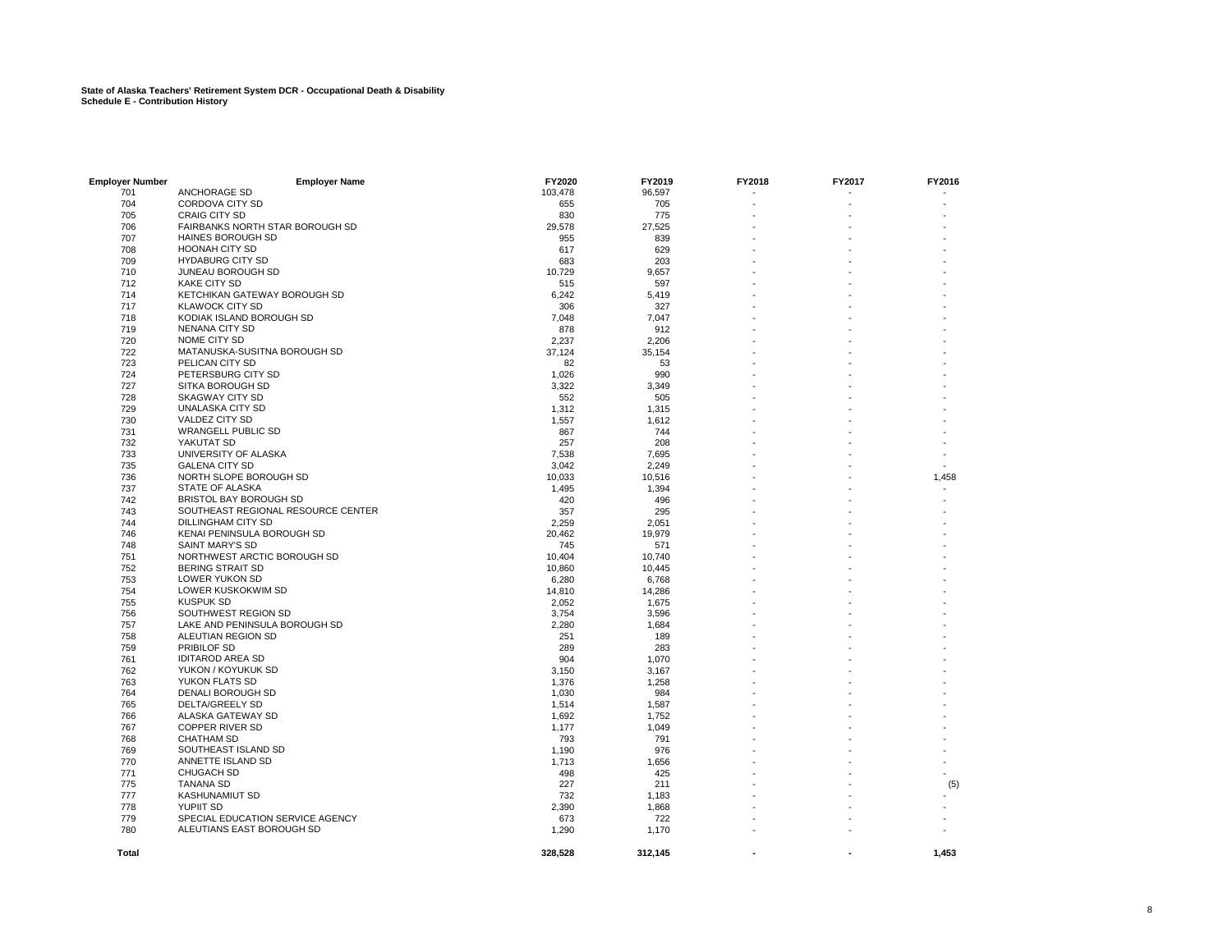**State of Alaska Teachers' Retirement System DCR - Occupational Death & Disability**
**Schedule E - Contribution History**

| Employer Number | Employer Name | FY2020 | FY2019 | FY2018 | FY2017 | FY2016 |
|---|---|---|---|---|---|---|
| 701 | ANCHORAGE SD | 103,478 | 96,597 | - | - | - |
| 704 | CORDOVA CITY SD | 655 | 705 | - | - | - |
| 705 | CRAIG CITY SD | 830 | 775 | - | - | - |
| 706 | FAIRBANKS NORTH STAR BOROUGH SD | 29,578 | 27,525 | - | - | - |
| 707 | HAINES BOROUGH SD | 955 | 839 | - | - | - |
| 708 | HOONAH CITY SD | 617 | 629 | - | - | - |
| 709 | HYDABURG CITY SD | 683 | 203 | - | - | - |
| 710 | JUNEAU BOROUGH SD | 10,729 | 9,657 | - | - | - |
| 712 | KAKE CITY SD | 515 | 597 | - | - | - |
| 714 | KETCHIKAN GATEWAY BOROUGH SD | 6,242 | 5,419 | - | - | - |
| 717 | KLAWOCK CITY SD | 306 | 327 | - | - | - |
| 718 | KODIAK ISLAND BOROUGH SD | 7,048 | 7,047 | - | - | - |
| 719 | NENANA CITY SD | 878 | 912 | - | - | - |
| 720 | NOME CITY SD | 2,237 | 2,206 | - | - | - |
| 722 | MATANUSKA-SUSITNA BOROUGH SD | 37,124 | 35,154 | - | - | - |
| 723 | PELICAN CITY SD | 82 | 53 | - | - | - |
| 724 | PETERSBURG CITY SD | 1,026 | 990 | - | - | - |
| 727 | SITKA BOROUGH SD | 3,322 | 3,349 | - | - | - |
| 728 | SKAGWAY CITY SD | 552 | 505 | - | - | - |
| 729 | UNALASKA CITY SD | 1,312 | 1,315 | - | - | - |
| 730 | VALDEZ CITY SD | 1,557 | 1,612 | - | - | - |
| 731 | WRANGELL PUBLIC SD | 867 | 744 | - | - | - |
| 732 | YAKUTAT SD | 257 | 208 | - | - | - |
| 733 | UNIVERSITY OF ALASKA | 7,538 | 7,695 | - | - | - |
| 735 | GALENA CITY SD | 3,042 | 2,249 | - | - | - |
| 736 | NORTH SLOPE BOROUGH SD | 10,033 | 10,516 | - | - | 1,458 |
| 737 | STATE OF ALASKA | 1,495 | 1,394 | - | - | - |
| 742 | BRISTOL BAY BOROUGH SD | 420 | 496 | - | - | - |
| 743 | SOUTHEAST REGIONAL RESOURCE CENTER | 357 | 295 | - | - | - |
| 744 | DILLINGHAM CITY SD | 2,259 | 2,051 | - | - | - |
| 746 | KENAI PENINSULA BOROUGH SD | 20,462 | 19,979 | - | - | - |
| 748 | SAINT MARY'S SD | 745 | 571 | - | - | - |
| 751 | NORTHWEST ARCTIC BOROUGH SD | 10,404 | 10,740 | - | - | - |
| 752 | BERING STRAIT SD | 10,860 | 10,445 | - | - | - |
| 753 | LOWER YUKON SD | 6,280 | 6,768 | - | - | - |
| 754 | LOWER KUSKOKWIM SD | 14,810 | 14,286 | - | - | - |
| 755 | KUSPUK SD | 2,052 | 1,675 | - | - | - |
| 756 | SOUTHWEST REGION SD | 3,754 | 3,596 | - | - | - |
| 757 | LAKE AND PENINSULA BOROUGH SD | 2,280 | 1,684 | - | - | - |
| 758 | ALEUTIAN REGION SD | 251 | 189 | - | - | - |
| 759 | PRIBILOF SD | 289 | 283 | - | - | - |
| 761 | IDITAROD AREA SD | 904 | 1,070 | - | - | - |
| 762 | YUKON / KOYUKUK SD | 3,150 | 3,167 | - | - | - |
| 763 | YUKON FLATS SD | 1,376 | 1,258 | - | - | - |
| 764 | DENALI BOROUGH SD | 1,030 | 984 | - | - | - |
| 765 | DELTA/GREELY SD | 1,514 | 1,587 | - | - | - |
| 766 | ALASKA GATEWAY SD | 1,692 | 1,752 | - | - | - |
| 767 | COPPER RIVER SD | 1,177 | 1,049 | - | - | - |
| 768 | CHATHAM SD | 793 | 791 | - | - | - |
| 769 | SOUTHEAST ISLAND SD | 1,190 | 976 | - | - | - |
| 770 | ANNETTE ISLAND SD | 1,713 | 1,656 | - | - | - |
| 771 | CHUGACH SD | 498 | 425 | - | - | - |
| 775 | TANANA SD | 227 | 211 | - | - | (5) |
| 777 | KASHUNAMIUT SD | 732 | 1,183 | - | - | - |
| 778 | YUPIIT SD | 2,390 | 1,868 | - | - | - |
| 779 | SPECIAL EDUCATION SERVICE AGENCY | 673 | 722 | - | - | - |
| 780 | ALEUTIANS EAST BOROUGH SD | 1,290 | 1,170 | - | - | - |
| **Total** | | **328,528** | **312,145** | **-** | **-** | **1,453** |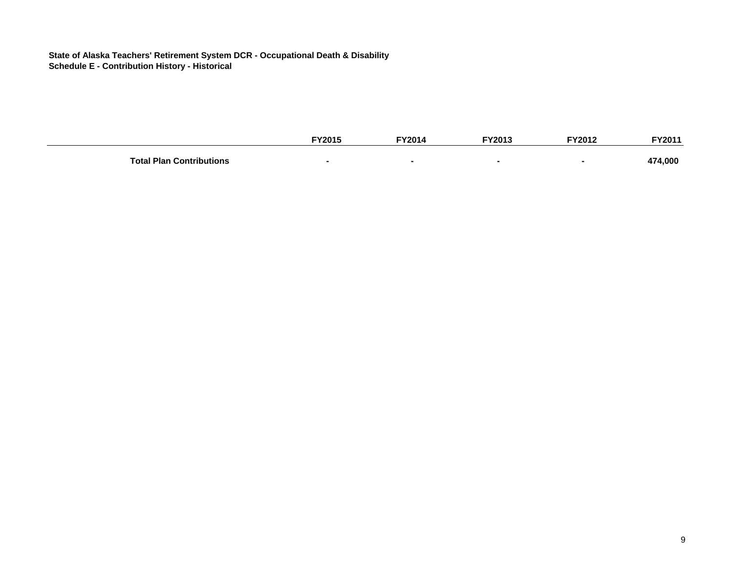**State of Alaska Teachers' Retirement System DCR - Occupational Death & Disability**
**Schedule E - Contribution History - Historical**

| | FY2015 | FY2014 | FY2013 | FY2012 | FY2011 |
|---|---|---|---|---|---|
| **Total Plan Contributions** | - | - | - | - | 474,000 |